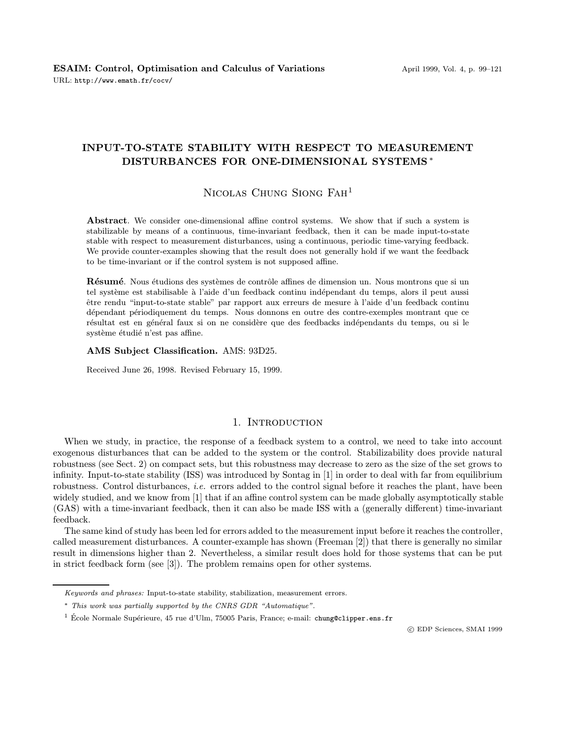# INPUT-TO-STATE STABILITY WITH RESPECT TO MEASUREMENT DISTURBANCES FOR ONE-DIMENSIONAL SYSTEMS *

Nicolas Chung Siong Fah[1]

**Abstract**. We consider one-dimensional affine control systems. We show that if such a system is stabilizable by means of a continuous, time-invariant feedback, then it can be made input-to-state stable with respect to measurement disturbances, using a continuous, periodic time-varying feedback. We provide counter-examples showing that the result does not generally hold if we want the feedback to be time-invariant or if the control system is not supposed affine.

**Résumé**. Nous étudions des systèmes de contrôle affines de dimension un. Nous montrons que si un tel système est stabilisable à l'aide d'un feedback continu indépendant du temps, alors il peut aussi être rendu "input-to-state stable" par rapport aux erreurs de mesure à l'aide d'un feedback continu dépendant périodiquement du temps. Nous donnons en outre des contre-exemples montrant que ce résultat est en général faux si on ne considère que des feedbacks indépendants du temps, ou si le système étudié n'est pas affine.

**AMS Subject Classification.** AMS: 93D25.

Received June 26, 1998. Revised February 15, 1999.

## 1. Introduction

When we study, in practice, the response of a feedback system to a control, we need to take into account exogenous disturbances that can be added to the system or the control. Stabilizability does provide natural robustness (see Sect. 2) on compact sets, but this robustness may decrease to zero as the size of the set grows to infinity. Input-to-state stability (ISS) was introduced by Sontag in [1] in order to deal with far from equilibrium robustness. Control disturbances, *i.e.* errors added to the control signal before it reaches the plant, have been widely studied, and we know from [1] that if an affine control system can be made globally asymptotically stable (GAS) with a time-invariant feedback, then it can also be made ISS with a (generally different) time-invariant feedback.

The same kind of study has been led for errors added to the measurement input before it reaches the controller, called measurement disturbances. A counter-example has shown (Freeman [2]) that there is generally no similar result in dimensions higher than 2. Nevertheless, a similar result does hold for those systems that can be put in strict feedback form (see [3]). The problem remains open for other systems.

---

*Keywords and phrases:* Input-to-state stability, stabilization, measurement errors.

\* *This work was partially supported by the CNRS GDR "Automatique".*

[1] École Normale Supérieure, 45 rue d'Ulm, 75005 Paris, France; e-mail: chung@clipper.ens.fr

© EDP Sciences, SMAI 1999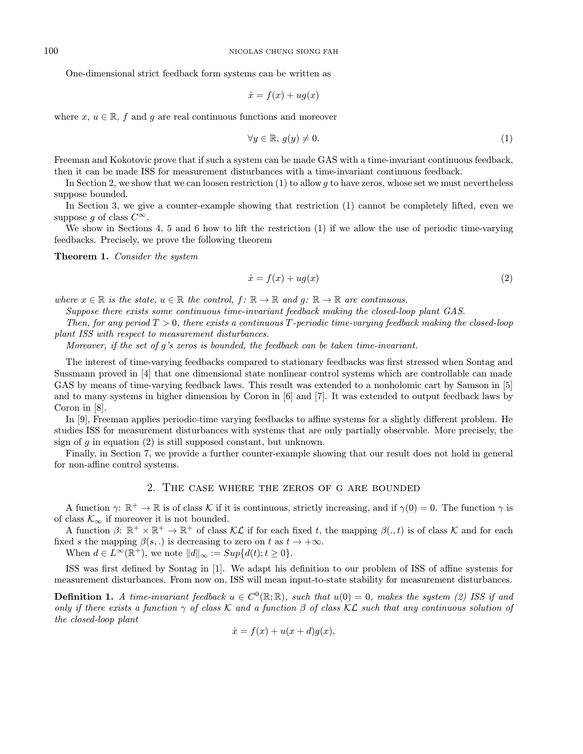One-dimensional strict feedback form systems can be written as

$$\dot{x} = f(x) + ug(x)$$

where $x$, $u \in \mathbb{R}$, $f$ and $g$ are real continuous functions and moreover

$$\forall y \in \mathbb{R},\ g(y) \neq 0. \tag{1}$$

Freeman and Kokotovic prove that if such a system can be made GAS with a time-invariant continuous feedback, then it can be made ISS for measurement disturbances with a time-invariant continuous feedback.

In Section 2, we show that we can loosen restriction (1) to allow $g$ to have zeros, whose set we must nevertheless suppose bounded.

In Section 3, we give a counter-example showing that restriction (1) cannot be completely lifted, even we suppose $g$ of class $C^\infty$.

We show in Sections 4, 5 and 6 how to lift the restriction (1) if we allow the use of periodic time-varying feedbacks. Precisely, we prove the following theorem

**Theorem 1.** *Consider the system*

$$\dot{x} = f(x) + ug(x) \tag{2}$$

*where $x \in \mathbb{R}$ is the state, $u \in \mathbb{R}$ the control, $f\colon \mathbb{R} \to \mathbb{R}$ and $g\colon \mathbb{R} \to \mathbb{R}$ are continuous.*

*Suppose there exists some continuous time-invariant feedback making the closed-loop plant GAS.*

*Then, for any period $T > 0$, there exists a continuous $T$-periodic time-varying feedback making the closed-loop plant ISS with respect to measurement disturbances.*

*Moreover, if the set of $g$'s zeros is bounded, the feedback can be taken time-invariant.*

The interest of time-varying feedbacks compared to stationary feedbacks was first stressed when Sontag and Sussmann proved in [4] that one dimensional state nonlinear control systems which are controllable can made GAS by means of time-varying feedback laws. This result was extended to a nonholomic cart by Samson in [5] and to many systems in higher dimension by Coron in [6] and [7]. It was extended to output feedback laws by Coron in [8].

In [9], Freeman applies periodic-time varying feedbacks to affine systems for a slightly different problem. He studies ISS for measurement disturbances with systems that are only partially observable. More precisely, the sign of $g$ in equation (2) is still supposed constant, but unknown.

Finally, in Section 7, we provide a further counter-example showing that our result does not hold in general for non-affine control systems.

## 2. The case where the zeros of g are bounded

A function $\gamma$: $\mathbb{R}^+ \to \mathbb{R}$ is of class $\mathcal{K}$ if it is continuous, strictly increasing, and if $\gamma(0) = 0$. The function $\gamma$ is of class $\mathcal{K}_\infty$ if moreover it is not bounded.

A function $\beta$: $\mathbb{R}^+ \times \mathbb{R}^+ \to \mathbb{R}^+$ of class $\mathcal{KL}$ if for each fixed $t$, the mapping $\beta(.,t)$ is of class $\mathcal{K}$ and for each fixed $s$ the mapping $\beta(s,.)$ is decreasing to zero on $t$ as $t \to +\infty$.

When $d \in L^\infty(\mathbb{R}^+)$, we note $\|d\|_\infty := Sup\{d(t); t \geq 0\}$.

ISS was first defined by Sontag in [1]. We adapt his definition to our problem of ISS of affine systems for measurement disturbances. From now on, ISS will mean input-to-state stability for measurement disturbances.

**Definition 1.** *A time-invariant feedback $u \in C^0(\mathbb{R};\mathbb{R})$, such that $u(0) = 0$, makes the system (2) ISS if and only if there exists a function $\gamma$ of class $\mathcal{K}$ and a function $\beta$ of class $\mathcal{KL}$ such that any continuous solution of the closed-loop plant*

$$\dot{x} = f(x) + u(x + d)g(x),$$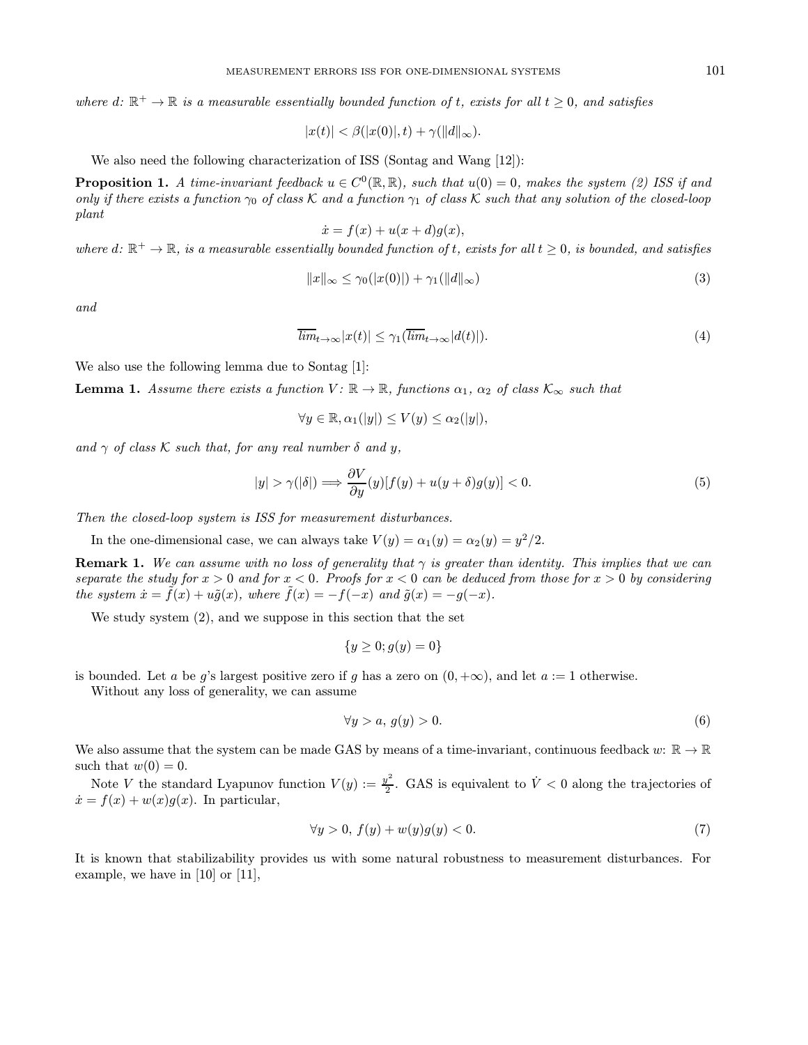*where $d\colon \mathbb{R}^+ \to \mathbb{R}$ is a measurable essentially bounded function of $t$, exists for all $t \geq 0$, and satisfies*

$$|x(t)| < \beta(|x(0)|, t) + \gamma(\|d\|_\infty).$$

We also need the following characterization of ISS (Sontag and Wang [12]):

**Proposition 1.** *A time-invariant feedback $u \in C^0(\mathbb{R}, \mathbb{R})$, such that $u(0) = 0$, makes the system (2) ISS if and only if there exists a function $\gamma_0$ of class $\mathcal{K}$ and a function $\gamma_1$ of class $\mathcal{K}$ such that any solution of the closed-loop plant*

$$\dot{x} = f(x) + u(x + d)g(x),$$

*where $d\colon \mathbb{R}^+ \to \mathbb{R}$, is a measurable essentially bounded function of $t$, exists for all $t \geq 0$, is bounded, and satisfies*

$$\|x\|_\infty \leq \gamma_0(|x(0)|) + \gamma_1(\|d\|_\infty) \tag{3}$$

*and*

$$\overline{lim}_{t\to\infty}|x(t)| \leq \gamma_1(\overline{lim}_{t\to\infty}|d(t)|). \tag{4}$$

We also use the following lemma due to Sontag [1]:

**Lemma 1.** *Assume there exists a function $V\colon \mathbb{R} \to \mathbb{R}$, functions $\alpha_1$, $\alpha_2$ of class $\mathcal{K}_\infty$ such that*

$$\forall y \in \mathbb{R}, \alpha_1(|y|) \leq V(y) \leq \alpha_2(|y|),$$

*and $\gamma$ of class $\mathcal{K}$ such that, for any real number $\delta$ and $y$,*

$$|y| > \gamma(|\delta|) \Longrightarrow \frac{\partial V}{\partial y}(y)[f(y) + u(y + \delta)g(y)] < 0. \tag{5}$$

*Then the closed-loop system is ISS for measurement disturbances.*

In the one-dimensional case, we can always take $V(y) = \alpha_1(y) = \alpha_2(y) = y^2/2$.

**Remark 1.** *We can assume with no loss of generality that $\gamma$ is greater than identity. This implies that we can separate the study for $x > 0$ and for $x < 0$. Proofs for $x < 0$ can be deduced from those for $x > 0$ by considering the system $\dot{x} = \tilde{f}(x) + u\tilde{g}(x)$, where $\tilde{f}(x) = -f(-x)$ and $\tilde{g}(x) = -g(-x)$.*

We study system (2), and we suppose in this section that the set

$$\{y \geq 0; g(y) = 0\}$$

is bounded. Let $a$ be $g$'s largest positive zero if $g$ has a zero on $(0, +\infty)$, and let $a := 1$ otherwise.

Without any loss of generality, we can assume

$$\forall y > a, \; g(y) > 0. \tag{6}$$

We also assume that the system can be made GAS by means of a time-invariant, continuous feedback $w\colon \mathbb{R} \to \mathbb{R}$ such that $w(0) = 0$.

Note $V$ the standard Lyapunov function $V(y) := \frac{y^2}{2}$. GAS is equivalent to $\dot{V} < 0$ along the trajectories of $\dot{x} = f(x) + w(x)g(x)$. In particular,

$$\forall y > 0, \; f(y) + w(y)g(y) < 0. \tag{7}$$

It is known that stabilizability provides us with some natural robustness to measurement disturbances. For example, we have in [10] or [11],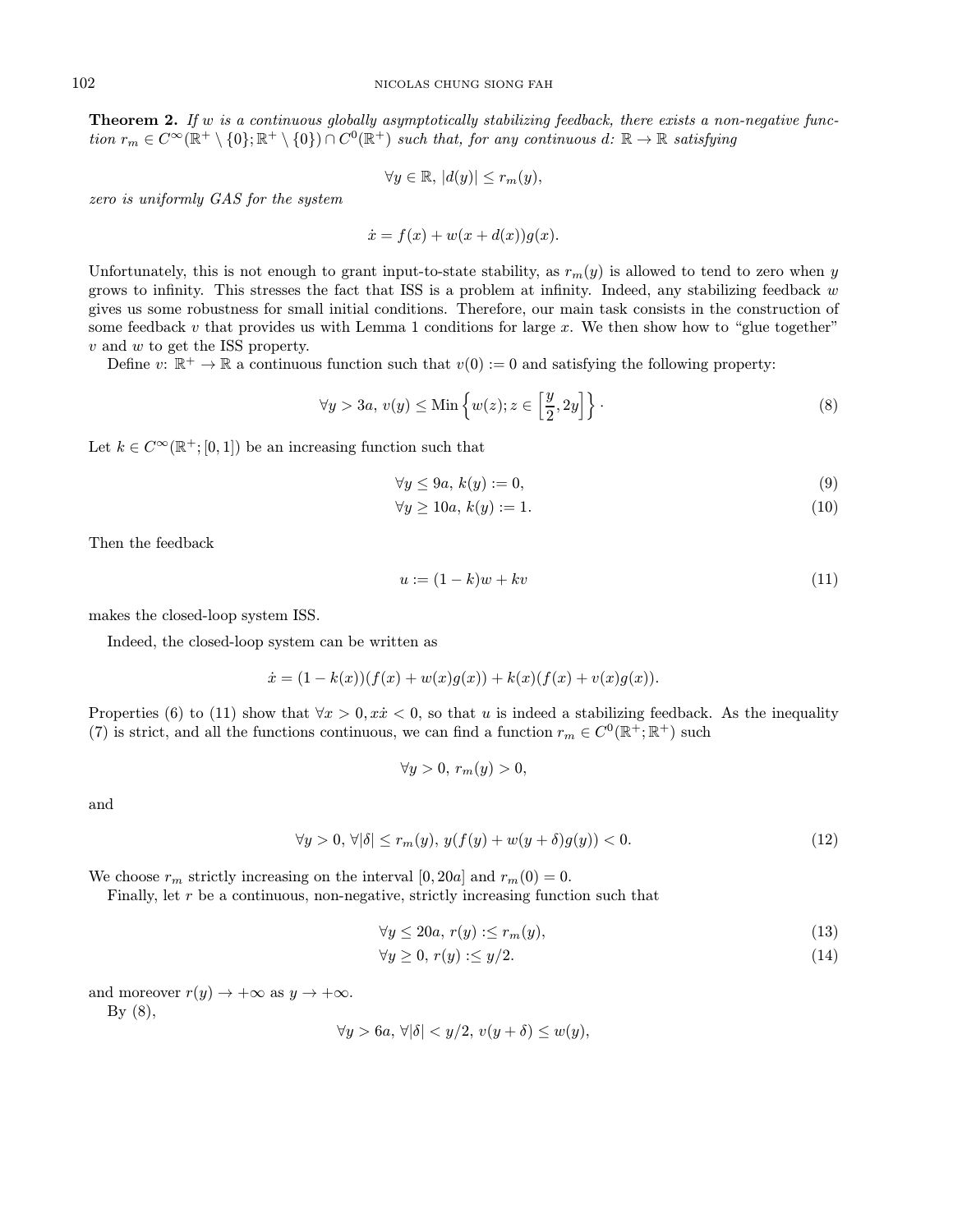**Theorem 2.** *If $w$ is a continuous globally asymptotically stabilizing feedback, there exists a non-negative function $r_m \in C^\infty(\mathbb{R}^+ \setminus \{0\}; \mathbb{R}^+ \setminus \{0\}) \cap C^0(\mathbb{R}^+)$ such that, for any continuous $d\colon \mathbb{R} \to \mathbb{R}$ satisfying*

$$\forall y \in \mathbb{R},\ |d(y)| \leq r_m(y),$$

*zero is uniformly GAS for the system*

$$\dot{x} = f(x) + w(x + d(x))g(x).$$

Unfortunately, this is not enough to grant input-to-state stability, as $r_m(y)$ is allowed to tend to zero when $y$ grows to infinity. This stresses the fact that ISS is a problem at infinity. Indeed, any stabilizing feedback $w$ gives us some robustness for small initial conditions. Therefore, our main task consists in the construction of some feedback $v$ that provides us with Lemma 1 conditions for large $x$. We then show how to "glue together" $v$ and $w$ to get the ISS property.

Define $v\colon \mathbb{R}^+ \to \mathbb{R}$ a continuous function such that $v(0) := 0$ and satisfying the following property:

$$\forall y > 3a,\ v(y) \leq \mathrm{Min}\left\{ w(z); z \in \left[\frac{y}{2}, 2y\right]\right\}. \tag{8}$$

Let $k \in C^\infty(\mathbb{R}^+; [0,1])$ be an increasing function such that

$$\forall y \leq 9a,\ k(y) := 0, \tag{9}$$

$$\forall y \geq 10a,\ k(y) := 1. \tag{10}$$

Then the feedback

$$u := (1-k)w + kv \tag{11}$$

makes the closed-loop system ISS.

Indeed, the closed-loop system can be written as

$$\dot{x} = (1 - k(x))(f(x) + w(x)g(x)) + k(x)(f(x) + v(x)g(x)).$$

Properties (6) to (11) show that $\forall x > 0, x\dot{x} < 0$, so that $u$ is indeed a stabilizing feedback. As the inequality (7) is strict, and all the functions continuous, we can find a function $r_m \in C^0(\mathbb{R}^+; \mathbb{R}^+)$ such

$$\forall y > 0,\ r_m(y) > 0,$$

and

$$\forall y > 0,\ \forall |\delta| \leq r_m(y),\ y(f(y) + w(y + \delta)g(y)) < 0. \tag{12}$$

We choose $r_m$ strictly increasing on the interval $[0, 20a]$ and $r_m(0) = 0$.

Finally, let $r$ be a continuous, non-negative, strictly increasing function such that

$$\forall y \leq 20a,\ r(y) :\leq r_m(y), \tag{13}$$

$$\forall y \geq 0,\ r(y) :\leq y/2. \tag{14}$$

and moreover $r(y) \to +\infty$ as $y \to +\infty$.

By (8),

$$\forall y > 6a,\ \forall |\delta| < y/2,\ v(y + \delta) \leq w(y),$$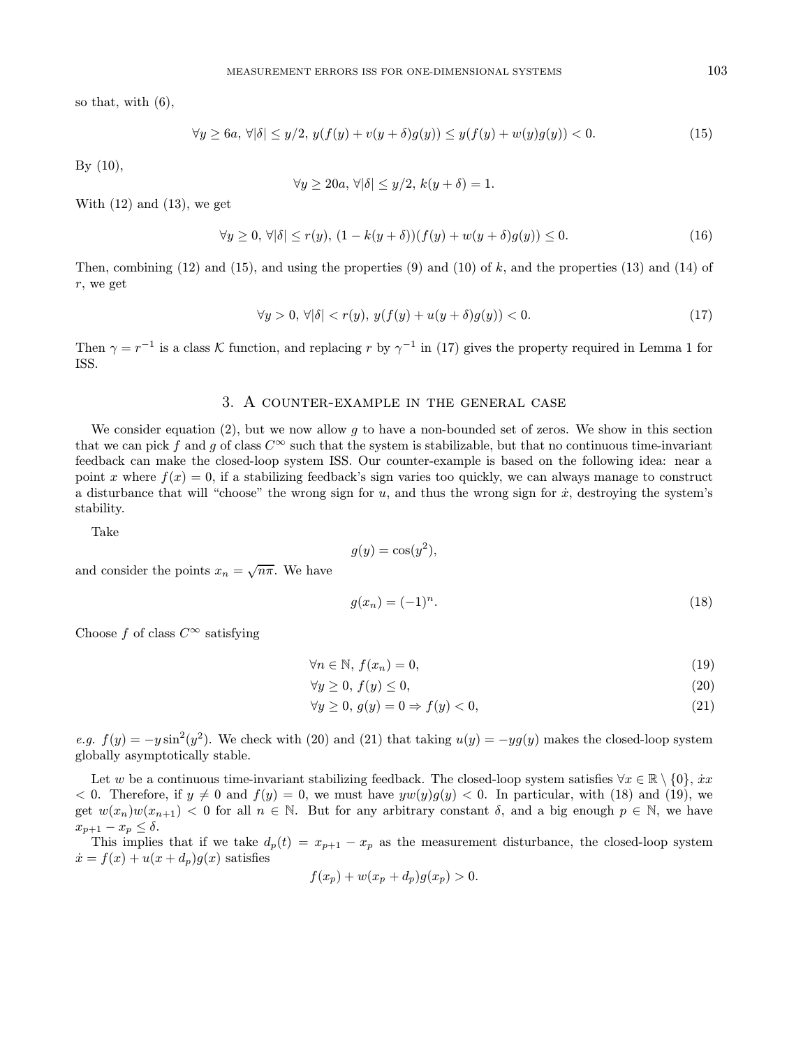so that, with (6),

$$\forall y \geq 6a,\ \forall |\delta| \leq y/2,\ y(f(y) + v(y+\delta)g(y)) \leq y(f(y) + w(y)g(y)) < 0. \tag{15}$$

By (10),

$$\forall y \geq 20a,\ \forall |\delta| \leq y/2,\ k(y+\delta) = 1.$$

With (12) and (13), we get

$$\forall y \geq 0,\ \forall |\delta| \leq r(y),\ (1 - k(y+\delta))(f(y) + w(y+\delta)g(y)) \leq 0. \tag{16}$$

Then, combining (12) and (15), and using the properties (9) and (10) of $k$, and the properties (13) and (14) of $r$, we get

$$\forall y > 0,\ \forall |\delta| < r(y),\ y(f(y) + u(y+\delta)g(y)) < 0. \tag{17}$$

Then $\gamma = r^{-1}$ is a class $\mathcal{K}$ function, and replacing $r$ by $\gamma^{-1}$ in (17) gives the property required in Lemma 1 for ISS.

## 3. A counter-example in the general case

We consider equation (2), but we now allow $g$ to have a non-bounded set of zeros. We show in this section that we can pick $f$ and $g$ of class $C^\infty$ such that the system is stabilizable, but that no continuous time-invariant feedback can make the closed-loop system ISS. Our counter-example is based on the following idea: near a point $x$ where $f(x) = 0$, if a stabilizing feedback's sign varies too quickly, we can always manage to construct a disturbance that will "choose" the wrong sign for $u$, and thus the wrong sign for $\dot{x}$, destroying the system's stability.

Take

$$g(y) = \cos(y^2),$$

and consider the points $x_n = \sqrt{n\pi}$. We have

$$g(x_n) = (-1)^n. \tag{18}$$

Choose $f$ of class $C^\infty$ satisfying

$$\forall n \in \mathbb{N},\ f(x_n) = 0, \tag{19}$$

$$\forall y \geq 0,\ f(y) \leq 0, \tag{20}$$

$$\forall y \geq 0,\ g(y) = 0 \Rightarrow f(y) < 0, \tag{21}$$

*e.g.* $f(y) = -y\sin^2(y^2)$. We check with (20) and (21) that taking $u(y) = -yg(y)$ makes the closed-loop system globally asymptotically stable.

Let $w$ be a continuous time-invariant stabilizing feedback. The closed-loop system satisfies $\forall x \in \mathbb{R} \setminus \{0\}$, $\dot{x}x < 0$. Therefore, if $y \neq 0$ and $f(y) = 0$, we must have $yw(y)g(y) < 0$. In particular, with (18) and (19), we get $w(x_n)w(x_{n+1}) < 0$ for all $n \in \mathbb{N}$. But for any arbitrary constant $\delta$, and a big enough $p \in \mathbb{N}$, we have $x_{p+1} - x_p \leq \delta$.

This implies that if we take $d_p(t) = x_{p+1} - x_p$ as the measurement disturbance, the closed-loop system $\dot{x} = f(x) + u(x + d_p)g(x)$ satisfies

$$f(x_p) + w(x_p + d_p)g(x_p) > 0.$$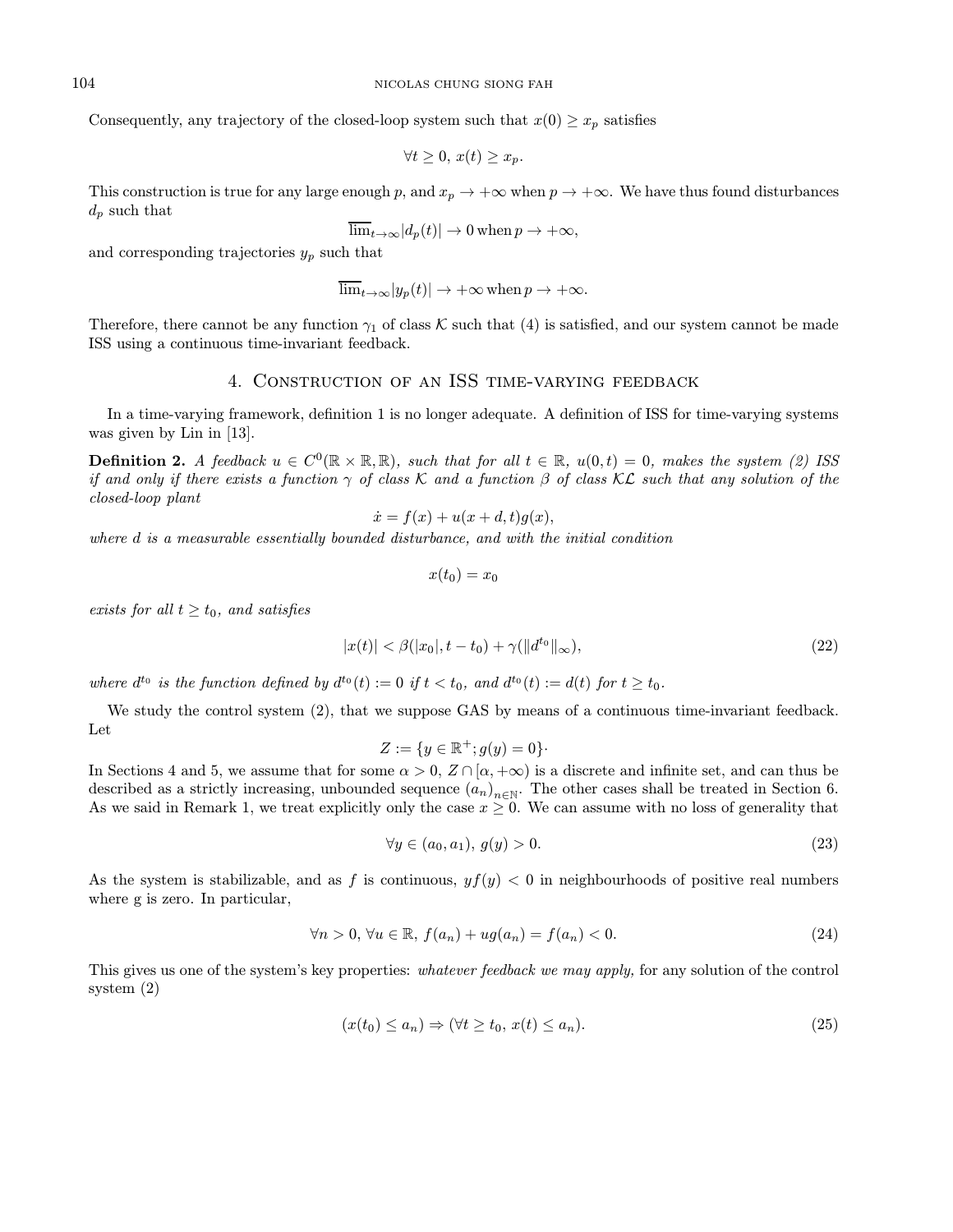Consequently, any trajectory of the closed-loop system such that $x(0) \geq x_p$ satisfies

$$\forall t \geq 0,\, x(t) \geq x_p.$$

This construction is true for any large enough $p$, and $x_p \to +\infty$ when $p \to +\infty$. We have thus found disturbances $d_p$ such that

$$\overline{\lim}_{t\to\infty} |d_p(t)| \to 0 \,\text{when}\, p \to +\infty,$$

and corresponding trajectories $y_p$ such that

$$\overline{\lim}_{t\to\infty} |y_p(t)| \to +\infty \,\text{when}\, p \to +\infty.$$

Therefore, there cannot be any function $\gamma_1$ of class $\mathcal{K}$ such that (4) is satisfied, and our system cannot be made ISS using a continuous time-invariant feedback.

## 4. Construction of an ISS time-varying feedback

In a time-varying framework, definition 1 is no longer adequate. A definition of ISS for time-varying systems was given by Lin in [13].

**Definition 2.** *A feedback $u \in C^0(\mathbb{R} \times \mathbb{R}, \mathbb{R})$, such that for all $t \in \mathbb{R}$, $u(0,t) = 0$, makes the system (2) ISS if and only if there exists a function $\gamma$ of class $\mathcal{K}$ and a function $\beta$ of class $\mathcal{KL}$ such that any solution of the closed-loop plant*

$$\dot{x} = f(x) + u(x + d, t)g(x),$$

*where $d$ is a measurable essentially bounded disturbance, and with the initial condition*

$$x(t_0) = x_0$$

*exists for all $t \geq t_0$, and satisfies*

$$|x(t)| < \beta(|x_0|, t - t_0) + \gamma(\|d^{t_0}\|_\infty), \tag{22}$$

*where $d^{t_0}$ is the function defined by $d^{t_0}(t) := 0$ if $t < t_0$, and $d^{t_0}(t) := d(t)$ for $t \geq t_0$.*

We study the control system (2), that we suppose GAS by means of a continuous time-invariant feedback. Let

$$Z := \{y \in \mathbb{R}^+; g(y) = 0\}\cdot$$

In Sections 4 and 5, we assume that for some $\alpha > 0$, $Z \cap [\alpha, +\infty)$ is a discrete and infinite set, and can thus be described as a strictly increasing, unbounded sequence $(a_n)_{n\in\mathbb{N}}$. The other cases shall be treated in Section 6. As we said in Remark 1, we treat explicitly only the case $x \geq 0$. We can assume with no loss of generality that

$$\forall y \in (a_0, a_1),\, g(y) > 0. \tag{23}$$

As the system is stabilizable, and as $f$ is continuous, $yf(y) < 0$ in neighbourhoods of positive real numbers where g is zero. In particular,

$$\forall n > 0,\, \forall u \in \mathbb{R},\, f(a_n) + ug(a_n) = f(a_n) < 0. \tag{24}$$

This gives us one of the system's key properties: *whatever feedback we may apply,* for any solution of the control system (2)

$$(x(t_0) \leq a_n) \Rightarrow (\forall t \geq t_0,\, x(t) \leq a_n). \tag{25}$$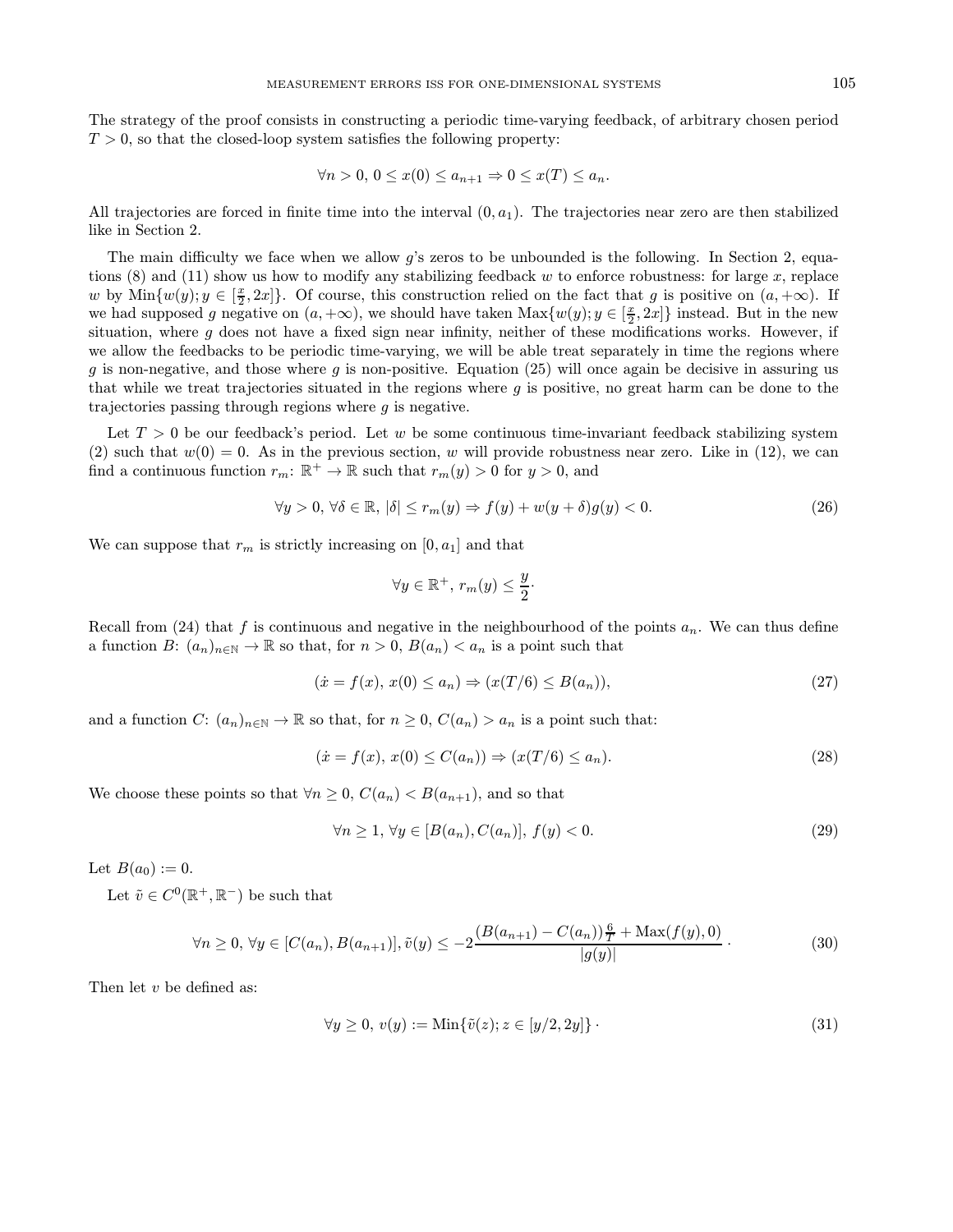The strategy of the proof consists in constructing a periodic time-varying feedback, of arbitrary chosen period $T > 0$, so that the closed-loop system satisfies the following property:

$$\forall n > 0,\, 0 \leq x(0) \leq a_{n+1} \Rightarrow 0 \leq x(T) \leq a_n.$$

All trajectories are forced in finite time into the interval $(0, a_1)$. The trajectories near zero are then stabilized like in Section 2.

The main difficulty we face when we allow $g$'s zeros to be unbounded is the following. In Section 2, equations (8) and (11) show us how to modify any stabilizing feedback $w$ to enforce robustness: for large $x$, replace $w$ by $\mathrm{Min}\{w(y); y \in [\frac{x}{2}, 2x]\}$. Of course, this construction relied on the fact that $g$ is positive on $(a, +\infty)$. If we had supposed $g$ negative on $(a, +\infty)$, we should have taken $\mathrm{Max}\{w(y); y \in [\frac{x}{2}, 2x]\}$ instead. But in the new situation, where $g$ does not have a fixed sign near infinity, neither of these modifications works. However, if we allow the feedbacks to be periodic time-varying, we will be able treat separately in time the regions where $g$ is non-negative, and those where $g$ is non-positive. Equation (25) will once again be decisive in assuring us that while we treat trajectories situated in the regions where $g$ is positive, no great harm can be done to the trajectories passing through regions where $g$ is negative.

Let $T > 0$ be our feedback's period. Let $w$ be some continuous time-invariant feedback stabilizing system (2) such that $w(0) = 0$. As in the previous section, $w$ will provide robustness near zero. Like in (12), we can find a continuous function $r_m\colon \mathbb{R}^+ \to \mathbb{R}$ such that $r_m(y) > 0$ for $y > 0$, and

$$\forall y > 0,\, \forall \delta \in \mathbb{R},\, |\delta| \leq r_m(y) \Rightarrow f(y) + w(y + \delta)g(y) < 0. \tag{26}$$

We can suppose that $r_m$ is strictly increasing on $[0, a_1]$ and that

$$\forall y \in \mathbb{R}^+,\, r_m(y) \leq \frac{y}{2}\cdot$$

Recall from (24) that $f$ is continuous and negative in the neighbourhood of the points $a_n$. We can thus define a function $B\colon (a_n)_{n\in\mathbb{N}} \to \mathbb{R}$ so that, for $n > 0$, $B(a_n) < a_n$ is a point such that

$$(\dot{x} = f(x),\, x(0) \leq a_n) \Rightarrow (x(T/6) \leq B(a_n)), \tag{27}$$

and a function $C\colon (a_n)_{n\in\mathbb{N}} \to \mathbb{R}$ so that, for $n \geq 0$, $C(a_n) > a_n$ is a point such that:

$$(\dot{x} = f(x),\, x(0) \leq C(a_n)) \Rightarrow (x(T/6) \leq a_n). \tag{28}$$

We choose these points so that $\forall n \geq 0$, $C(a_n) < B(a_{n+1})$, and so that

$$\forall n \geq 1,\, \forall y \in [B(a_n), C(a_n)],\, f(y) < 0. \tag{29}$$

Let $B(a_0) := 0$.

Let $\tilde{v} \in C^0(\mathbb{R}^+, \mathbb{R}^-)$ be such that

$$\forall n \geq 0,\, \forall y \in [C(a_n), B(a_{n+1})], \tilde{v}(y) \leq -2\frac{(B(a_{n+1}) - C(a_n))\frac{6}{T} + \mathrm{Max}(f(y), 0)}{|g(y)|}\,\cdot \tag{30}$$

Then let $v$ be defined as:

$$\forall y \geq 0,\, v(y) := \mathrm{Min}\{\tilde{v}(z); z \in [y/2, 2y]\}\,\cdot \tag{31}$$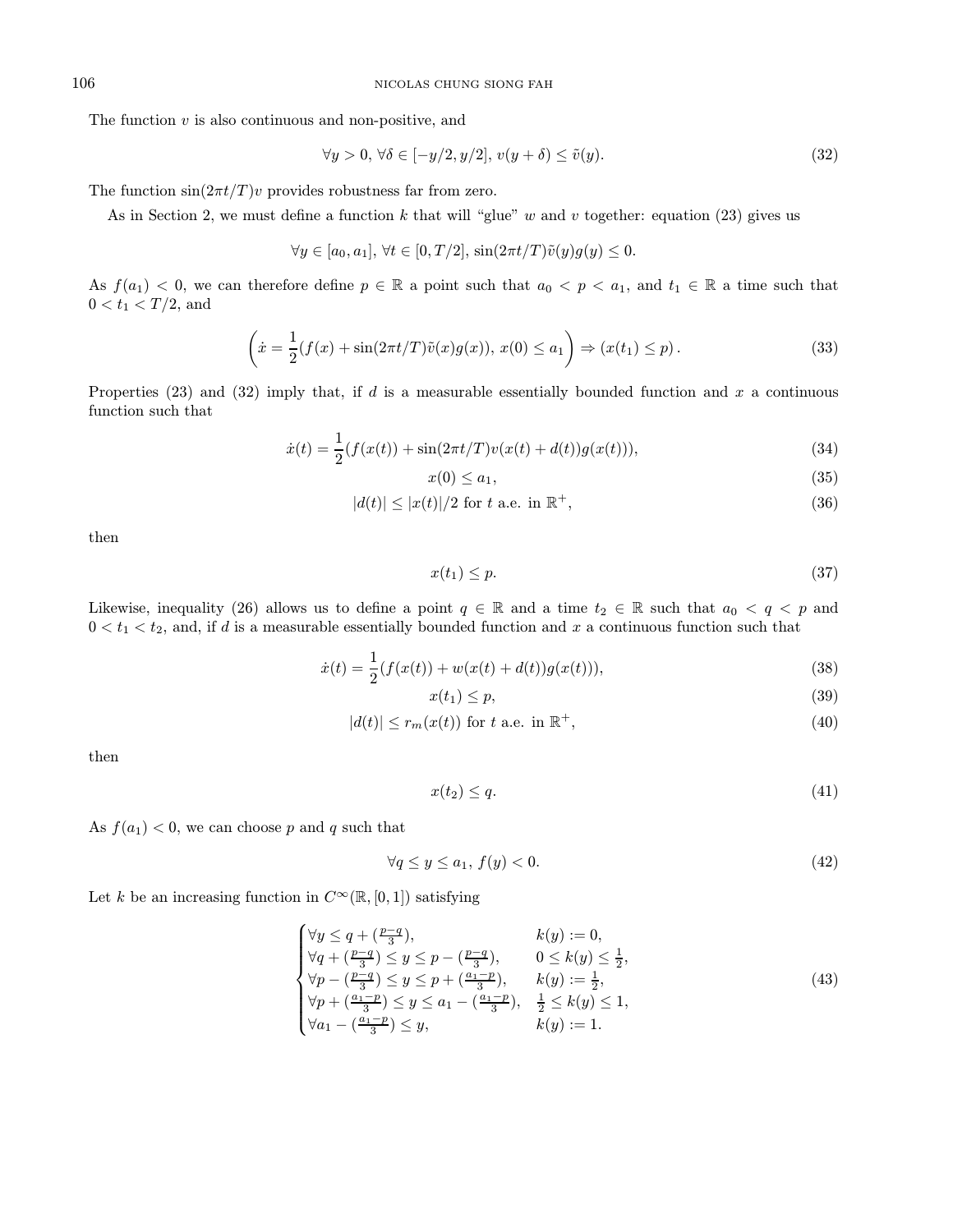The function $v$ is also continuous and non-positive, and

$$\forall y > 0,\ \forall \delta \in [-y/2, y/2],\ v(y+\delta) \le \tilde{v}(y). \tag{32}$$

The function $\sin(2\pi t/T)v$ provides robustness far from zero.

As in Section 2, we must define a function $k$ that will "glue" $w$ and $v$ together: equation (23) gives us

$$\forall y \in [a_0, a_1],\ \forall t \in [0, T/2],\ \sin(2\pi t/T)\tilde{v}(y)g(y) \le 0.$$

As $f(a_1) < 0$, we can therefore define $p \in \mathbb{R}$ a point such that $a_0 < p < a_1$, and $t_1 \in \mathbb{R}$ a time such that $0 < t_1 < T/2$, and

$$\left(\dot{x} = \frac{1}{2}(f(x) + \sin(2\pi t/T)\tilde{v}(x)g(x)),\ x(0) \le a_1\right) \Rightarrow (x(t_1) \le p). \tag{33}$$

Properties (23) and (32) imply that, if $d$ is a measurable essentially bounded function and $x$ a continuous function such that

$$\dot{x}(t) = \frac{1}{2}(f(x(t)) + \sin(2\pi t/T)v(x(t) + d(t))g(x(t))), \tag{34}$$

$$x(0) \le a_1, \tag{35}$$

$$|d(t)| \le |x(t)|/2 \text{ for } t \text{ a.e. in } \mathbb{R}^+, \tag{36}$$

then

$$x(t_1) \le p. \tag{37}$$

Likewise, inequality (26) allows us to define a point $q \in \mathbb{R}$ and a time $t_2 \in \mathbb{R}$ such that $a_0 < q < p$ and $0 < t_1 < t_2$, and, if $d$ is a measurable essentially bounded function and $x$ a continuous function such that

$$\dot{x}(t) = \frac{1}{2}(f(x(t)) + w(x(t) + d(t))g(x(t))), \tag{38}$$

$$x(t_1) \le p, \tag{39}$$

$$|d(t)| \le r_m(x(t)) \text{ for } t \text{ a.e. in } \mathbb{R}^+, \tag{40}$$

then

$$x(t_2) \le q. \tag{41}$$

As $f(a_1) < 0$, we can choose $p$ and $q$ such that

$$\forall q \le y \le a_1,\ f(y) < 0. \tag{42}$$

Let $k$ be an increasing function in $C^\infty(\mathbb{R}, [0,1])$ satisfying

$$\begin{cases} \forall y \le q + (\frac{p-q}{3}), & k(y) := 0, \\ \forall q + (\frac{p-q}{3}) \le y \le p - (\frac{p-q}{3}), & 0 \le k(y) \le \frac{1}{2}, \\ \forall p - (\frac{p-q}{3}) \le y \le p + (\frac{a_1-p}{3}), & k(y) := \frac{1}{2}, \\ \forall p + (\frac{a_1-p}{3}) \le y \le a_1 - (\frac{a_1-p}{3}), & \frac{1}{2} \le k(y) \le 1, \\ \forall a_1 - (\frac{a_1-p}{3}) \le y, & k(y) := 1. \end{cases} \tag{43}$$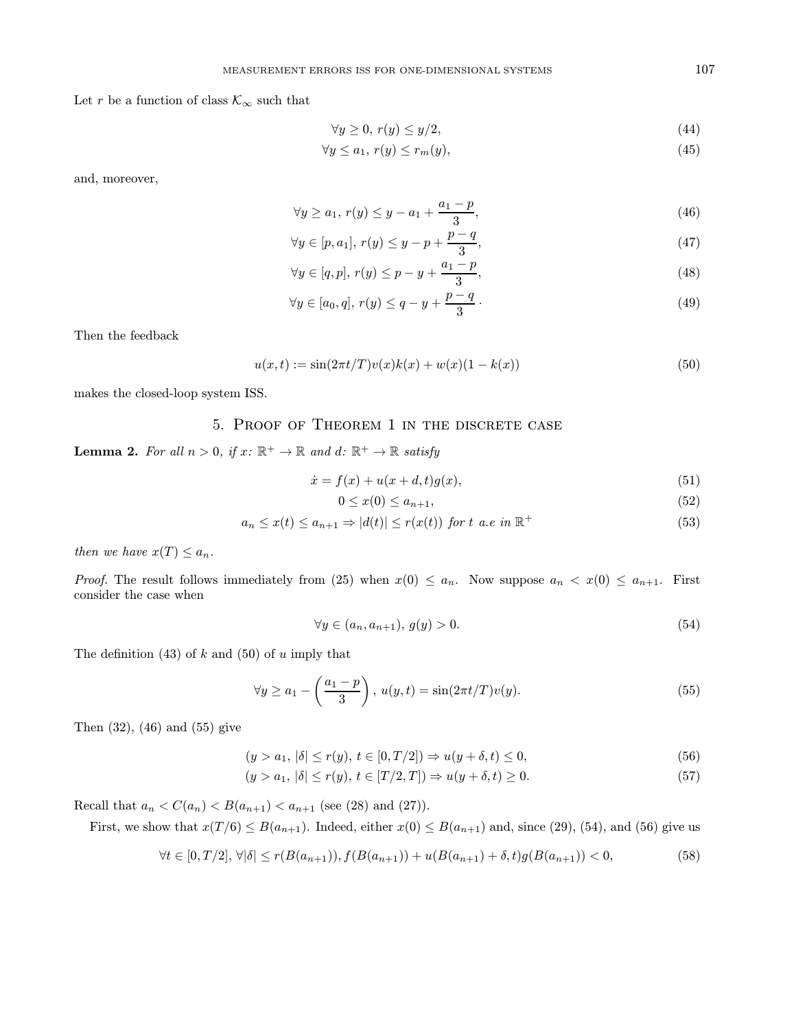Let $r$ be a function of class $\mathcal{K}_\infty$ such that

$$\forall y \geq 0,\; r(y) \leq y/2, \tag{44}$$

$$\forall y \leq a_1,\; r(y) \leq r_m(y), \tag{45}$$

and, moreover,

$$\forall y \geq a_1,\; r(y) \leq y - a_1 + \frac{a_1 - p}{3}, \tag{46}$$

$$\forall y \in [p, a_1],\; r(y) \leq y - p + \frac{p - q}{3}, \tag{47}$$

$$\forall y \in [q, p],\; r(y) \leq p - y + \frac{a_1 - p}{3}, \tag{48}$$

$$\forall y \in [a_0, q],\; r(y) \leq q - y + \frac{p - q}{3}\,. \tag{49}$$

Then the feedback

$$u(x, t) := \sin(2\pi t/T) v(x) k(x) + w(x)(1 - k(x)) \tag{50}$$

makes the closed-loop system ISS.

## 5. Proof of Theorem 1 in the discrete case

**Lemma 2.** *For all $n > 0$, if $x\colon \mathbb{R}^+ \to \mathbb{R}$ and $d\colon \mathbb{R}^+ \to \mathbb{R}$ satisfy*

$$\dot{x} = f(x) + u(x + d, t) g(x), \tag{51}$$

$$0 \leq x(0) \leq a_{n+1}, \tag{52}$$

$$a_n \leq x(t) \leq a_{n+1} \Rightarrow |d(t)| \leq r(x(t)) \text{ for } t \text{ a.e in } \mathbb{R}^+ \tag{53}$$

*then we have $x(T) \leq a_n$.*

*Proof.* The result follows immediately from (25) when $x(0) \leq a_n$. Now suppose $a_n < x(0) \leq a_{n+1}$. First consider the case when

$$\forall y \in (a_n, a_{n+1}),\; g(y) > 0. \tag{54}$$

The definition (43) of $k$ and (50) of $u$ imply that

$$\forall y \geq a_1 - \left(\frac{a_1 - p}{3}\right),\; u(y, t) = \sin(2\pi t/T) v(y). \tag{55}$$

Then (32), (46) and (55) give

$$(y > a_1,\; |\delta| \leq r(y),\; t \in [0, T/2]) \Rightarrow u(y + \delta, t) \leq 0, \tag{56}$$

$$(y > a_1,\; |\delta| \leq r(y),\; t \in [T/2, T]) \Rightarrow u(y + \delta, t) \geq 0. \tag{57}$$

Recall that $a_n < C(a_n) < B(a_{n+1}) < a_{n+1}$ (see (28) and (27)).

First, we show that $x(T/6) \leq B(a_{n+1})$. Indeed, either $x(0) \leq B(a_{n+1})$ and, since (29), (54), and (56) give us

$$\forall t \in [0, T/2],\; \forall |\delta| \leq r(B(a_{n+1})), f(B(a_{n+1})) + u(B(a_{n+1}) + \delta, t) g(B(a_{n+1})) < 0, \tag{58}$$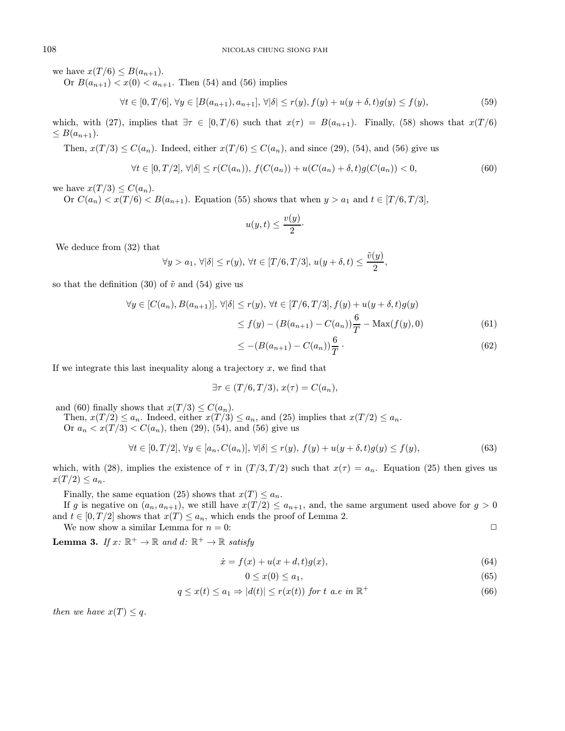we have $x(T/6) \leq B(a_{n+1})$.

Or $B(a_{n+1}) < x(0) < a_{n+1}$. Then (54) and (56) implies

$$\forall t \in [0, T/6], \forall y \in [B(a_{n+1}), a_{n+1}], \forall |\delta| \leq r(y), f(y) + u(y+\delta, t)g(y) \leq f(y), \tag{59}$$

which, with (27), implies that $\exists \tau \in [0, T/6)$ such that $x(\tau) = B(a_{n+1})$. Finally, (58) shows that $x(T/6) \leq B(a_{n+1})$.

Then, $x(T/3) \leq C(a_n)$. Indeed, either $x(T/6) \leq C(a_n)$, and since (29), (54), and (56) give us

$$\forall t \in [0, T/2], \forall |\delta| \leq r(C(a_n)), \; f(C(a_n)) + u(C(a_n)+\delta, t)g(C(a_n)) < 0, \tag{60}$$

we have $x(T/3) \leq C(a_n)$.

Or $C(a_n) < x(T/6) < B(a_{n+1})$. Equation (55) shows that when $y > a_1$ and $t \in [T/6, T/3]$,

$$u(y,t) \leq \frac{v(y)}{2}\cdot$$

We deduce from (32) that

$$\forall y > a_1, \forall |\delta| \leq r(y), \forall t \in [T/6, T/3], u(y+\delta, t) \leq \frac{\tilde{v}(y)}{2},$$

so that the definition (30) of $\tilde{v}$ and (54) give us

$$\begin{aligned}\forall y \in [C(a_n), B(a_{n+1})], \forall |\delta| \leq r(y), \forall t \in [T/6, T/3], f(y) + u(y+\delta, t)g(y) \\ \leq f(y) - (B(a_{n+1}) - C(a_n))\frac{6}{T} - \mathrm{Max}(f(y), 0) \qquad (61)\\ \leq -(B(a_{n+1}) - C(a_n))\frac{6}{T}\cdot \qquad (62)\end{aligned}$$

If we integrate this last inequality along a trajectory $x$, we find that

$$\exists \tau \in (T/6, T/3), x(\tau) = C(a_n),$$

and (60) finally shows that $x(T/3) \leq C(a_n)$.

Then, $x(T/2) \leq a_n$. Indeed, either $x(T/3) \leq a_n$, and (25) implies that $x(T/2) \leq a_n$.

Or $a_n < x(T/3) < C(a_n)$, then (29), (54), and (56) give us

$$\forall t \in [0, T/2], \forall y \in [a_n, C(a_n)], \forall |\delta| \leq r(y), \; f(y) + u(y+\delta, t)g(y) \leq f(y), \tag{63}$$

which, with (28), implies the existence of $\tau$ in $(T/3, T/2)$ such that $x(\tau) = a_n$. Equation (25) then gives us $x(T/2) \leq a_n$.

Finally, the same equation (25) shows that $x(T) \leq a_n$.

If $g$ is negative on $(a_n, a_{n+1})$, we still have $x(T/2) \leq a_{n+1}$, and, the same argument used above for $g > 0$ and $t \in [0, T/2]$ shows that $x(T) \leq a_n$, which ends the proof of Lemma 2.

We now show a similar Lemma for $n = 0$: □

**Lemma 3.** *If $x$: $\mathbb{R}^+ \to \mathbb{R}$ and $d$: $\mathbb{R}^+ \to \mathbb{R}$ satisfy*

$$\dot{x} = f(x) + u(x+d, t)g(x), \tag{64}$$

$$0 \leq x(0) \leq a_1, \tag{65}$$

$$q \leq x(t) \leq a_1 \Rightarrow |d(t)| \leq r(x(t)) \text{ for } t \text{ a.e in } \mathbb{R}^+ \tag{66}$$

*then we have $x(T) \leq q$.*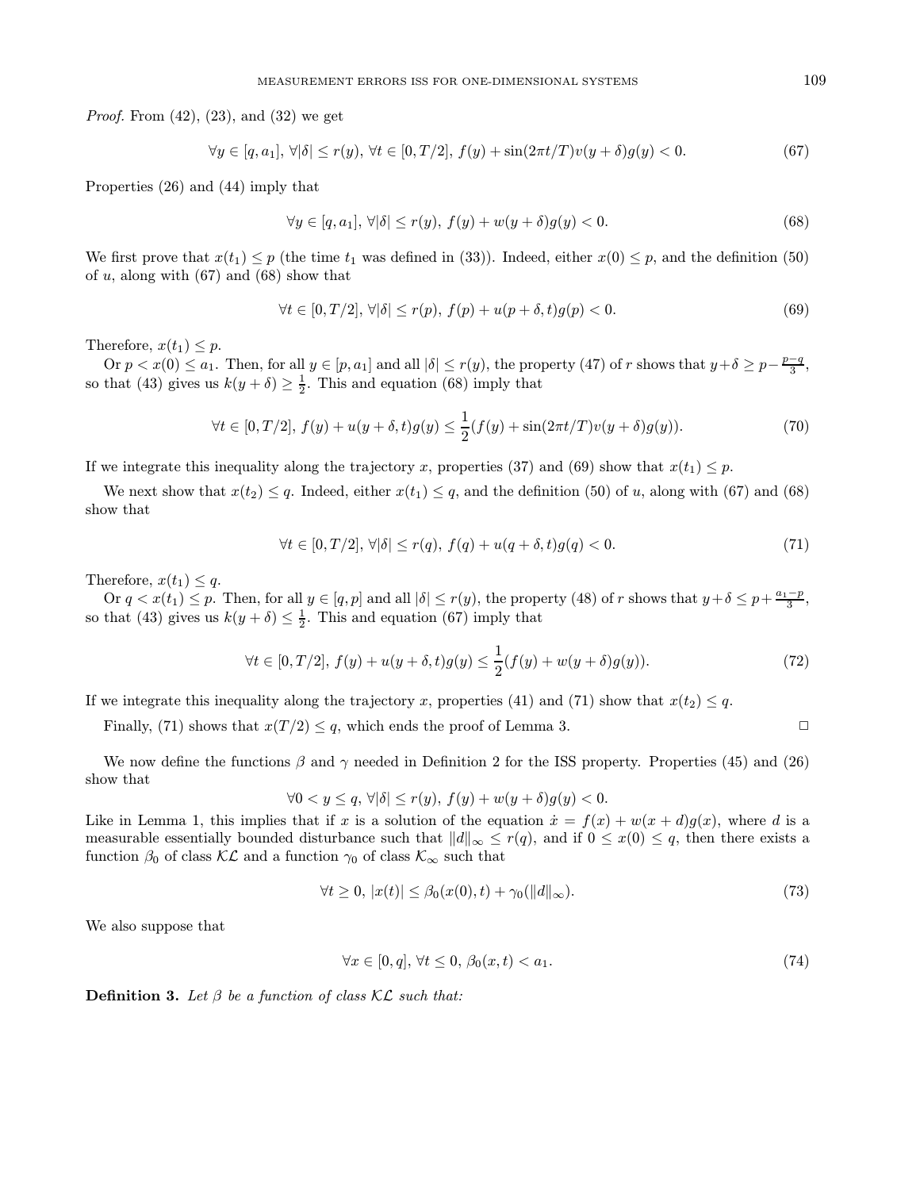*Proof.* From (42), (23), and (32) we get

$$\forall y \in [q, a_1],\ \forall |\delta| \le r(y),\ \forall t \in [0, T/2],\ f(y) + \sin(2\pi t/T) v(y+\delta) g(y) < 0. \tag{67}$$

Properties (26) and (44) imply that

$$\forall y \in [q, a_1],\ \forall |\delta| \le r(y),\ f(y) + w(y+\delta) g(y) < 0. \tag{68}$$

We first prove that $x(t_1) \le p$ (the time $t_1$ was defined in (33)). Indeed, either $x(0) \le p$, and the definition (50) of $u$, along with (67) and (68) show that

$$\forall t \in [0, T/2],\ \forall |\delta| \le r(p),\ f(p) + u(p+\delta, t) g(p) < 0. \tag{69}$$

Therefore, $x(t_1) \le p$.

Or $p < x(0) \le a_1$. Then, for all $y \in [p, a_1]$ and all $|\delta| \le r(y)$, the property (47) of $r$ shows that $y + \delta \ge p - \frac{p-q}{3}$, so that (43) gives us $k(y+\delta) \ge \frac{1}{2}$. This and equation (68) imply that

$$\forall t \in [0, T/2],\ f(y) + u(y+\delta, t) g(y) \le \frac{1}{2}(f(y) + \sin(2\pi t/T) v(y+\delta) g(y)). \tag{70}$$

If we integrate this inequality along the trajectory $x$, properties (37) and (69) show that $x(t_1) \le p$.

We next show that $x(t_2) \le q$. Indeed, either $x(t_1) \le q$, and the definition (50) of $u$, along with (67) and (68) show that

$$\forall t \in [0, T/2],\ \forall |\delta| \le r(q),\ f(q) + u(q+\delta, t) g(q) < 0. \tag{71}$$

Therefore, $x(t_1) \le q$.

Or $q < x(t_1) \le p$. Then, for all $y \in [q, p]$ and all $|\delta| \le r(y)$, the property (48) of $r$ shows that $y + \delta \le p + \frac{a_1 - p}{3}$, so that (43) gives us $k(y+\delta) \le \frac{1}{2}$. This and equation (67) imply that

$$\forall t \in [0, T/2],\ f(y) + u(y+\delta, t) g(y) \le \frac{1}{2}(f(y) + w(y+\delta) g(y)). \tag{72}$$

If we integrate this inequality along the trajectory $x$, properties (41) and (71) show that $x(t_2) \le q$.

Finally, (71) shows that $x(T/2) \le q$, which ends the proof of Lemma 3. □

We now define the functions $\beta$ and $\gamma$ needed in Definition 2 for the ISS property. Properties (45) and (26) show that

$$\forall 0 < y \le q,\ \forall |\delta| \le r(y),\ f(y) + w(y+\delta) g(y) < 0.$$

Like in Lemma 1, this implies that if $x$ is a solution of the equation $\dot{x} = f(x) + w(x+d) g(x)$, where $d$ is a measurable essentially bounded disturbance such that $\|d\|_\infty \le r(q)$, and if $0 \le x(0) \le q$, then there exists a function $\beta_0$ of class $\mathcal{KL}$ and a function $\gamma_0$ of class $\mathcal{K}_\infty$ such that

$$\forall t \ge 0,\ |x(t)| \le \beta_0(x(0), t) + \gamma_0(\|d\|_\infty). \tag{73}$$

We also suppose that

$$\forall x \in [0, q],\ \forall t \le 0,\ \beta_0(x, t) < a_1. \tag{74}$$

**Definition 3.** *Let $\beta$ be a function of class $\mathcal{KL}$ such that:*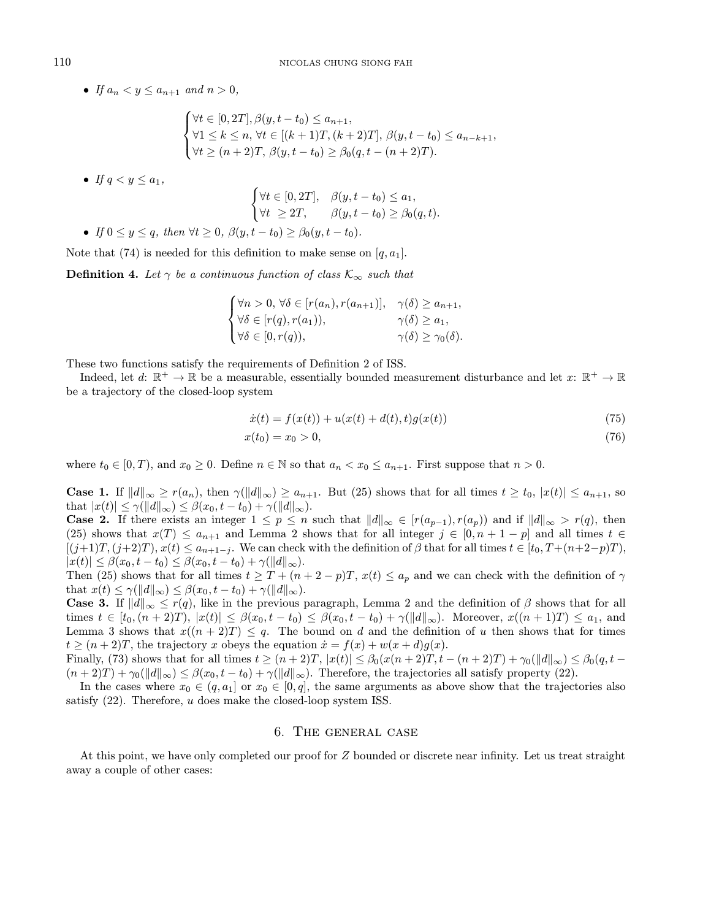- *If $a_n < y \le a_{n+1}$ and $n > 0$,*

$$\begin{cases} \forall t \in [0, 2T], \beta(y, t - t_0) \le a_{n+1}, \\ \forall 1 \le k \le n,\ \forall t \in [(k+1)T, (k+2)T],\ \beta(y, t - t_0) \le a_{n-k+1}, \\ \forall t \ge (n+2)T,\ \beta(y, t - t_0) \ge \beta_0(q, t - (n+2)T). \end{cases}$$

- *If $q < y \le a_1$,*

$$\begin{cases} \forall t \in [0, 2T], & \beta(y, t - t_0) \le a_1, \\ \forall t \ \ \ge 2T, & \beta(y, t - t_0) \ge \beta_0(q, t). \end{cases}$$

- *If $0 \le y \le q$, then $\forall t \ge 0$, $\beta(y, t - t_0) \ge \beta_0(y, t - t_0)$.*

Note that (74) is needed for this definition to make sense on $[q, a_1]$.

**Definition 4.** *Let $\gamma$ be a continuous function of class $\mathcal{K}_\infty$ such that*

$$\begin{cases} \forall n > 0,\ \forall \delta \in [r(a_n), r(a_{n+1})], & \gamma(\delta) \ge a_{n+1}, \\ \forall \delta \in [r(q), r(a_1)), & \gamma(\delta) \ge a_1, \\ \forall \delta \in [0, r(q)), & \gamma(\delta) \ge \gamma_0(\delta). \end{cases}$$

These two functions satisfy the requirements of Definition 2 of ISS.

Indeed, let $d$: $\mathbb{R}^+ \to \mathbb{R}$ be a measurable, essentially bounded measurement disturbance and let $x$: $\mathbb{R}^+ \to \mathbb{R}$ be a trajectory of the closed-loop system

$$\dot{x}(t) = f(x(t)) + u(x(t) + d(t), t)g(x(t)) \tag{75}$$

$$x(t_0) = x_0 > 0, \tag{76}$$

where $t_0 \in [0, T)$, and $x_0 \ge 0$. Define $n \in \mathbb{N}$ so that $a_n < x_0 \le a_{n+1}$. First suppose that $n > 0$.

**Case 1.** If $\|d\|_\infty \ge r(a_n)$, then $\gamma(\|d\|_\infty) \ge a_{n+1}$. But (25) shows that for all times $t \ge t_0$, $|x(t)| \le a_{n+1}$, so that $|x(t)| \le \gamma(\|d\|_\infty) \le \beta(x_0, t - t_0) + \gamma(\|d\|_\infty)$.

**Case 2.** If there exists an integer $1 \le p \le n$ such that $\|d\|_\infty \in [r(a_{p-1}), r(a_p))$ and if $\|d\|_\infty > r(q)$, then (25) shows that $x(T) \le a_{n+1}$ and Lemma 2 shows that for all integer $j \in [0, n + 1 - p]$ and all times $t \in [(j+1)T, (j+2)T)$, $x(t) \le a_{n+1-j}$. We can check with the definition of $\beta$ that for all times $t \in [t_0, T + (n+2-p)T)$, $|x(t)| \le \beta(x_0, t - t_0) \le \beta(x_0, t - t_0) + \gamma(\|d\|_\infty)$.

Then (25) shows that for all times $t \ge T + (n + 2 - p)T$, $x(t) \le a_p$ and we can check with the definition of $\gamma$ that $x(t) \le \gamma(\|d\|_\infty) \le \beta(x_0, t - t_0) + \gamma(\|d\|_\infty)$.

**Case 3.** If $\|d\|_\infty \le r(q)$, like in the previous paragraph, Lemma 2 and the definition of $\beta$ shows that for all times $t \in [t_0, (n + 2)T)$, $|x(t)| \le \beta(x_0, t - t_0) \le \beta(x_0, t - t_0) + \gamma(\|d\|_\infty)$. Moreover, $x((n + 1)T) \le a_1$, and Lemma 3 shows that $x((n + 2)T) \le q$. The bound on $d$ and the definition of $u$ then shows that for times $t \ge (n + 2)T$, the trajectory $x$ obeys the equation $\dot{x} = f(x) + w(x + d)g(x)$.

Finally, (73) shows that for all times $t \ge (n + 2)T$, $|x(t)| \le \beta_0(x(n + 2)T, t - (n + 2)T) + \gamma_0(\|d\|_\infty) \le \beta_0(q, t - (n + 2)T) + \gamma_0(\|d\|_\infty) \le \beta(x_0, t - t_0) + \gamma(\|d\|_\infty)$. Therefore, the trajectories all satisfy property (22).

In the cases where $x_0 \in (q, a_1]$ or $x_0 \in [0, q]$, the same arguments as above show that the trajectories also satisfy (22). Therefore, $u$ does make the closed-loop system ISS.

## 6. The general case

At this point, we have only completed our proof for $Z$ bounded or discrete near infinity. Let us treat straight away a couple of other cases: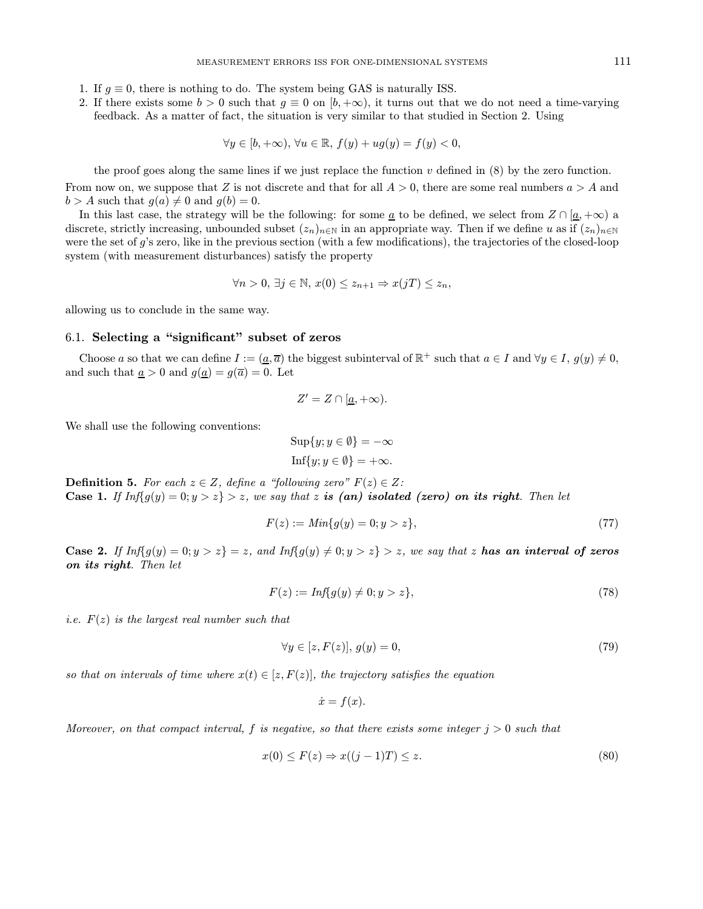1. If $g \equiv 0$, there is nothing to do. The system being GAS is naturally ISS.
2. If there exists some $b > 0$ such that $g \equiv 0$ on $[b, +\infty)$, it turns out that we do not need a time-varying feedback. As a matter of fact, the situation is very similar to that studied in Section 2. Using

$$\forall y \in [b, +\infty),\, \forall u \in \mathbb{R},\, f(y) + ug(y) = f(y) < 0,$$

the proof goes along the same lines if we just replace the function $v$ defined in (8) by the zero function.

From now on, we suppose that $Z$ is not discrete and that for all $A > 0$, there are some real numbers $a > A$ and $b > A$ such that $g(a) \neq 0$ and $g(b) = 0$.

In this last case, the strategy will be the following: for some $\underline{a}$ to be defined, we select from $Z \cap [\underline{a}, +\infty)$ a discrete, strictly increasing, unbounded subset $(z_n)_{n\in\mathbb{N}}$ in an appropriate way. Then if we define $u$ as if $(z_n)_{n\in\mathbb{N}}$ were the set of $g$'s zero, like in the previous section (with a few modifications), the trajectories of the closed-loop system (with measurement disturbances) satisfy the property

$$\forall n > 0,\, \exists j \in \mathbb{N},\, x(0) \leq z_{n+1} \Rightarrow x(jT) \leq z_n,$$

allowing us to conclude in the same way.

### 6.1. Selecting a "significant" subset of zeros

Choose $a$ so that we can define $I := (\underline{a}, \overline{a})$ the biggest subinterval of $\mathbb{R}^+$ such that $a \in I$ and $\forall y \in I$, $g(y) \neq 0$, and such that $\underline{a} > 0$ and $g(\underline{a}) = g(\overline{a}) = 0$. Let

$$Z' = Z \cap [\underline{a}, +\infty).$$

We shall use the following conventions:

$$\text{Sup}\{y; y \in \emptyset\} = -\infty$$
$$\text{Inf}\{y; y \in \emptyset\} = +\infty.$$

**Definition 5.** *For each $z \in Z$, define a "following zero" $F(z) \in Z$:*
**Case 1.** *If $Inf\{g(y) = 0; y > z\} > z$, we say that $z$* ***is (an) isolated (zero) on its right****. Then let*

$$F(z) := Min\{g(y) = 0; y > z\}, \tag{77}$$

**Case 2.** *If $Inf\{g(y) = 0; y > z\} = z$, and $Inf\{g(y) \neq 0; y > z\} > z$, we say that $z$* ***has an interval of zeros on its right****. Then let*

$$F(z) := Inf\{g(y) \neq 0; y > z\}, \tag{78}$$

*i.e. $F(z)$ is the largest real number such that*

$$\forall y \in [z, F(z)],\, g(y) = 0, \tag{79}$$

*so that on intervals of time where $x(t) \in [z, F(z)]$, the trajectory satisfies the equation*

$$\dot{x} = f(x).$$

*Moreover, on that compact interval, $f$ is negative, so that there exists some integer $j > 0$ such that*

$$x(0) \leq F(z) \Rightarrow x((j-1)T) \leq z. \tag{80}$$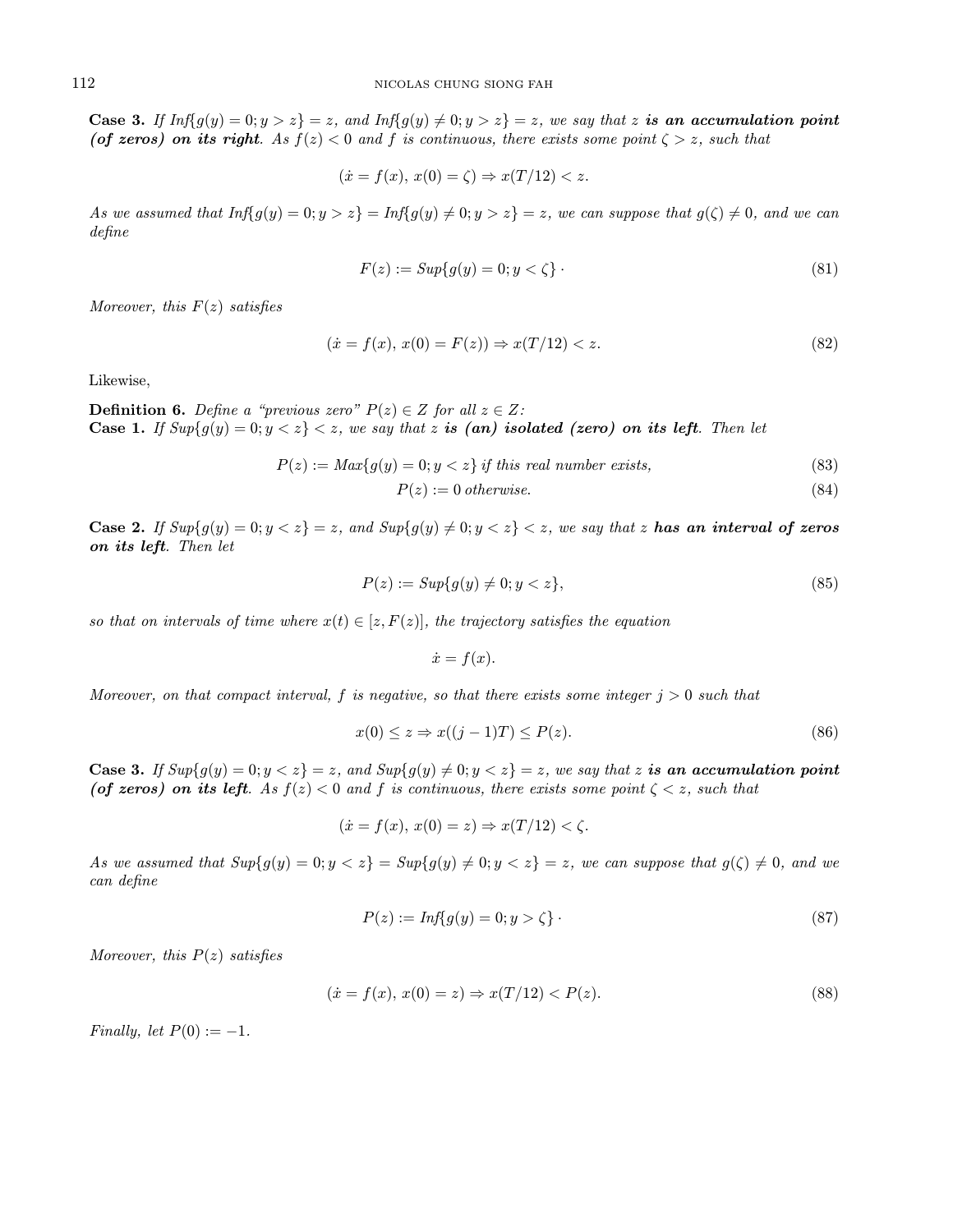**Case 3.** *If* $Inf\{g(y) = 0; y > z\} = z$*, and* $Inf\{g(y) \neq 0; y > z\} = z$*, we say that z* ***is an accumulation point (of zeros) on its right****. As* $f(z) < 0$ *and f is continuous, there exists some point* $\zeta > z$*, such that*

$$(\dot{x} = f(x),\, x(0) = \zeta) \Rightarrow x(T/12) < z.$$

*As we assumed that* $Inf\{g(y) = 0; y > z\} = Inf\{g(y) \neq 0; y > z\} = z$*, we can suppose that* $g(\zeta) \neq 0$*, and we can define*

$$F(z) := Sup\{g(y) = 0; y < \zeta\}\,. \tag{81}$$

*Moreover, this* $F(z)$ *satisfies*

$$(\dot{x} = f(x),\, x(0) = F(z)) \Rightarrow x(T/12) < z. \tag{82}$$

Likewise,

**Definition 6.** *Define a "previous zero"* $P(z) \in Z$ *for all* $z \in Z$*:*
**Case 1.** *If* $Sup\{g(y) = 0; y < z\} < z$*, we say that z* ***is (an) isolated (zero) on its left****. Then let*

$$P(z) := Max\{g(y) = 0; y < z\} \text{ if this real number exists,} \tag{83}$$

$$P(z) := 0 \text{ otherwise.} \tag{84}$$

**Case 2.** *If* $Sup\{g(y) = 0; y < z\} = z$*, and* $Sup\{g(y) \neq 0; y < z\} < z$*, we say that z* ***has an interval of zeros on its left****. Then let*

$$P(z) := Sup\{g(y) \neq 0; y < z\}, \tag{85}$$

*so that on intervals of time where* $x(t) \in [z, F(z)]$*, the trajectory satisfies the equation*

$$\dot{x} = f(x).$$

*Moreover, on that compact interval, f is negative, so that there exists some integer* $j > 0$ *such that*

$$x(0) \leq z \Rightarrow x((j-1)T) \leq P(z). \tag{86}$$

**Case 3.** *If* $Sup\{g(y) = 0; y < z\} = z$*, and* $Sup\{g(y) \neq 0; y < z\} = z$*, we say that z* ***is an accumulation point (of zeros) on its left****. As* $f(z) < 0$ *and f is continuous, there exists some point* $\zeta < z$*, such that*

$$(\dot{x} = f(x),\, x(0) = z) \Rightarrow x(T/12) < \zeta.$$

*As we assumed that* $Sup\{g(y) = 0; y < z\} = Sup\{g(y) \neq 0; y < z\} = z$*, we can suppose that* $g(\zeta) \neq 0$*, and we can define*

$$P(z) := Inf\{g(y) = 0; y > \zeta\}\,. \tag{87}$$

*Moreover, this* $P(z)$ *satisfies*

$$(\dot{x} = f(x),\, x(0) = z) \Rightarrow x(T/12) < P(z). \tag{88}$$

*Finally, let* $P(0) := -1$*.*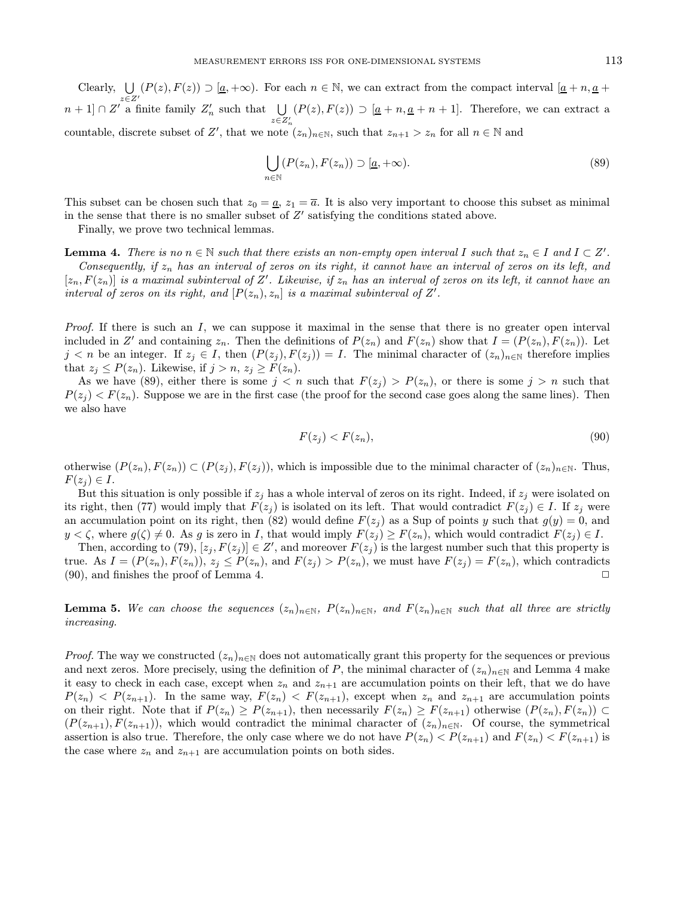Clearly, $\bigcup_{z \in Z'} (P(z), F(z)) \supset [\underline{a}, +\infty)$. For each $n \in \mathbb{N}$, we can extract from the compact interval $[\underline{a} + n, \underline{a} + n + 1] \cap Z'$ a finite family $Z'_n$ such that $\bigcup_{z \in Z'_n} (P(z), F(z)) \supset [\underline{a} + n, \underline{a} + n + 1]$. Therefore, we can extract a countable, discrete subset of $Z'$, that we note $(z_n)_{n \in \mathbb{N}}$, such that $z_{n+1} > z_n$ for all $n \in \mathbb{N}$ and

$$\bigcup_{n \in \mathbb{N}} (P(z_n), F(z_n)) \supset [\underline{a}, +\infty). \tag{89}$$

This subset can be chosen such that $z_0 = \underline{a}$, $z_1 = \overline{a}$. It is also very important to choose this subset as minimal in the sense that there is no smaller subset of $Z'$ satisfying the conditions stated above.

Finally, we prove two technical lemmas.

**Lemma 4.** *There is no $n \in \mathbb{N}$ such that there exists an non-empty open interval $I$ such that $z_n \in I$ and $I \subset Z'$.*

*Consequently, if $z_n$ has an interval of zeros on its right, it cannot have an interval of zeros on its left, and $[z_n, F(z_n)]$ is a maximal subinterval of $Z'$. Likewise, if $z_n$ has an interval of zeros on its left, it cannot have an interval of zeros on its right, and $[P(z_n), z_n]$ is a maximal subinterval of $Z'$.*

*Proof.* If there is such an $I$, we can suppose it maximal in the sense that there is no greater open interval included in $Z'$ and containing $z_n$. Then the definitions of $P(z_n)$ and $F(z_n)$ show that $I = (P(z_n), F(z_n))$. Let $j < n$ be an integer. If $z_j \in I$, then $(P(z_j), F(z_j)) = I$. The minimal character of $(z_n)_{n \in \mathbb{N}}$ therefore implies that $z_j \leq P(z_n)$. Likewise, if $j > n$, $z_j \geq F(z_n)$.

As we have (89), either there is some $j < n$ such that $F(z_j) > P(z_n)$, or there is some $j > n$ such that $P(z_j) < F(z_n)$. Suppose we are in the first case (the proof for the second case goes along the same lines). Then we also have

$$F(z_j) < F(z_n), \tag{90}$$

otherwise $(P(z_n), F(z_n)) \subset (P(z_j), F(z_j))$, which is impossible due to the minimal character of $(z_n)_{n \in \mathbb{N}}$. Thus, $F(z_j) \in I$.

But this situation is only possible if $z_j$ has a whole interval of zeros on its right. Indeed, if $z_j$ were isolated on its right, then (77) would imply that $F(z_j)$ is isolated on its left. That would contradict $F(z_j) \in I$. If $z_j$ were an accumulation point on its right, then (82) would define $F(z_j)$ as a Sup of points $y$ such that $g(y) = 0$, and $y < \zeta$, where $g(\zeta) \neq 0$. As $g$ is zero in $I$, that would imply $F(z_j) \geq F(z_n)$, which would contradict $F(z_j) \in I$.

Then, according to (79), $[z_j, F(z_j)] \in Z'$, and moreover $F(z_j)$ is the largest number such that this property is true. As $I = (P(z_n), F(z_n))$, $z_j \leq P(z_n)$, and $F(z_j) > P(z_n)$, we must have $F(z_j) = F(z_n)$, which contradicts (90), and finishes the proof of Lemma 4. □

**Lemma 5.** *We can choose the sequences $(z_n)_{n \in \mathbb{N}}$, $P(z_n)_{n \in \mathbb{N}}$, and $F(z_n)_{n \in \mathbb{N}}$ such that all three are strictly increasing.*

*Proof.* The way we constructed $(z_n)_{n \in \mathbb{N}}$ does not automatically grant this property for the sequences or previous and next zeros. More precisely, using the definition of $P$, the minimal character of $(z_n)_{n \in \mathbb{N}}$ and Lemma 4 make it easy to check in each case, except when $z_n$ and $z_{n+1}$ are accumulation points on their left, that we do have $P(z_n) < P(z_{n+1})$. In the same way, $F(z_n) < F(z_{n+1})$, except when $z_n$ and $z_{n+1}$ are accumulation points on their right. Note that if $P(z_n) \geq P(z_{n+1})$, then necessarily $F(z_n) \geq F(z_{n+1})$ otherwise $(P(z_n), F(z_n)) \subset (P(z_{n+1}), F(z_{n+1}))$, which would contradict the minimal character of $(z_n)_{n \in \mathbb{N}}$. Of course, the symmetrical assertion is also true. Therefore, the only case where we do not have $P(z_n) < P(z_{n+1})$ and $F(z_n) < F(z_{n+1})$ is the case where $z_n$ and $z_{n+1}$ are accumulation points on both sides.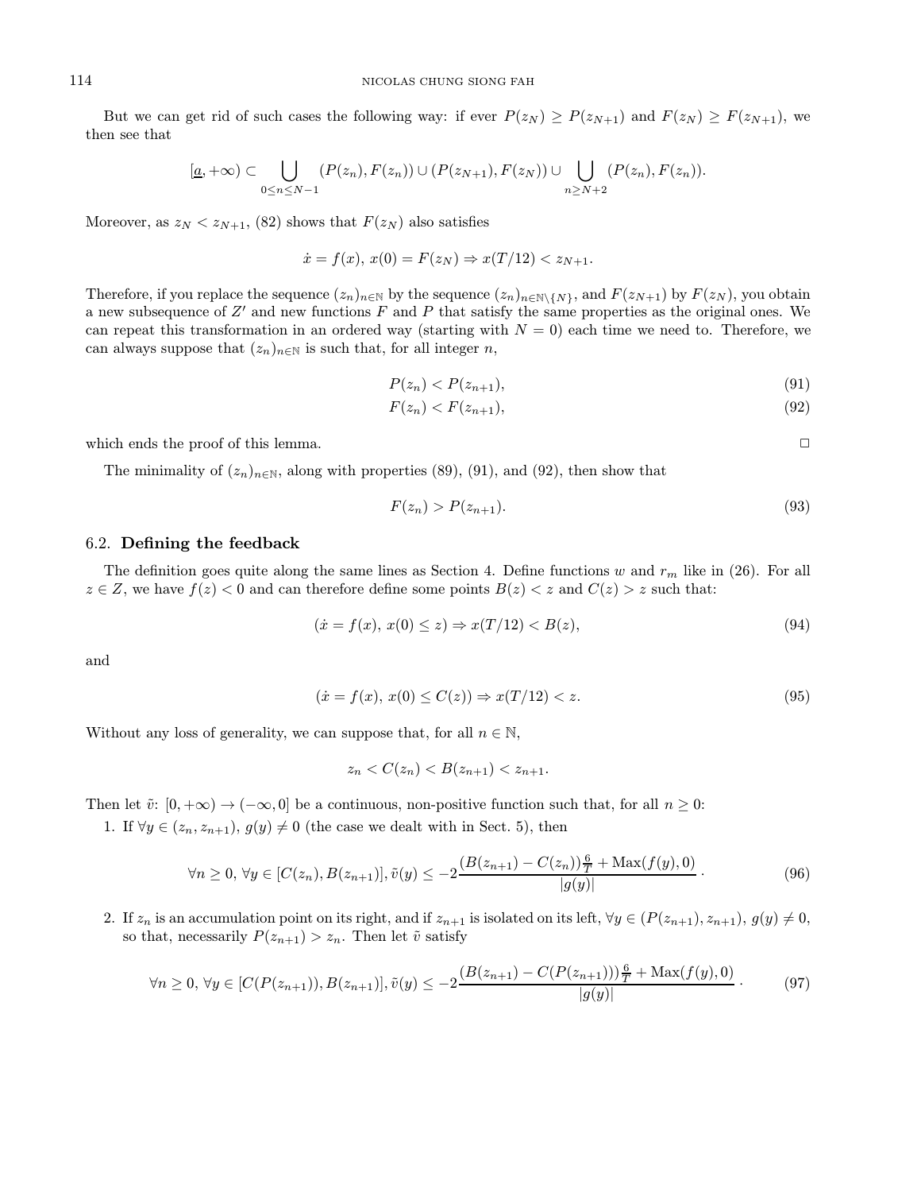But we can get rid of such cases the following way: if ever $P(z_N) \geq P(z_{N+1})$ and $F(z_N) \geq F(z_{N+1})$, we then see that

$$[\underline{a}, +\infty) \subset \bigcup_{0 \leq n \leq N-1} (P(z_n), F(z_n)) \cup (P(z_{N+1}), F(z_N)) \cup \bigcup_{n \geq N+2} (P(z_n), F(z_n)).$$

Moreover, as $z_N < z_{N+1}$, (82) shows that $F(z_N)$ also satisfies

$$\dot{x} = f(x),\ x(0) = F(z_N) \Rightarrow x(T/12) < z_{N+1}.$$

Therefore, if you replace the sequence $(z_n)_{n\in\mathbb{N}}$ by the sequence $(z_n)_{n\in\mathbb{N}\setminus\{N\}}$, and $F(z_{N+1})$ by $F(z_N)$, you obtain a new subsequence of $Z'$ and new functions $F$ and $P$ that satisfy the same properties as the original ones. We can repeat this transformation in an ordered way (starting with $N = 0$) each time we need to. Therefore, we can always suppose that $(z_n)_{n\in\mathbb{N}}$ is such that, for all integer $n$,

$$P(z_n) < P(z_{n+1}), \tag{91}$$

$$F(z_n) < F(z_{n+1}), \tag{92}$$

which ends the proof of this lemma. □

The minimality of $(z_n)_{n\in\mathbb{N}}$, along with properties (89), (91), and (92), then show that

$$F(z_n) > P(z_{n+1}). \tag{93}$$

## 6.2. Defining the feedback

The definition goes quite along the same lines as Section 4. Define functions $w$ and $r_m$ like in (26). For all $z \in Z$, we have $f(z) < 0$ and can therefore define some points $B(z) < z$ and $C(z) > z$ such that:

$$(\dot{x} = f(x),\ x(0) \leq z) \Rightarrow x(T/12) < B(z), \tag{94}$$

and

$$(\dot{x} = f(x),\ x(0) \leq C(z)) \Rightarrow x(T/12) < z. \tag{95}$$

Without any loss of generality, we can suppose that, for all $n \in \mathbb{N}$,

$$z_n < C(z_n) < B(z_{n+1}) < z_{n+1}.$$

Then let $\tilde{v}$: $[0, +\infty) \to (-\infty, 0]$ be a continuous, non-positive function such that, for all $n \geq 0$:

1. If $\forall y \in (z_n, z_{n+1})$, $g(y) \neq 0$ (the case we dealt with in Sect. 5), then

$$\forall n \geq 0,\ \forall y \in [C(z_n), B(z_{n+1})], \tilde{v}(y) \leq -2\frac{(B(z_{n+1}) - C(z_n))\frac{6}{T} + \mathrm{Max}(f(y), 0)}{|g(y)|}\cdot \tag{96}$$

2. If $z_n$ is an accumulation point on its right, and if $z_{n+1}$ is isolated on its left, $\forall y \in (P(z_{n+1}), z_{n+1})$, $g(y) \neq 0$, so that, necessarily $P(z_{n+1}) > z_n$. Then let $\tilde{v}$ satisfy

$$\forall n \geq 0,\ \forall y \in [C(P(z_{n+1})), B(z_{n+1})], \tilde{v}(y) \leq -2\frac{(B(z_{n+1}) - C(P(z_{n+1})))\frac{6}{T} + \mathrm{Max}(f(y), 0)}{|g(y)|}\cdot \tag{97}$$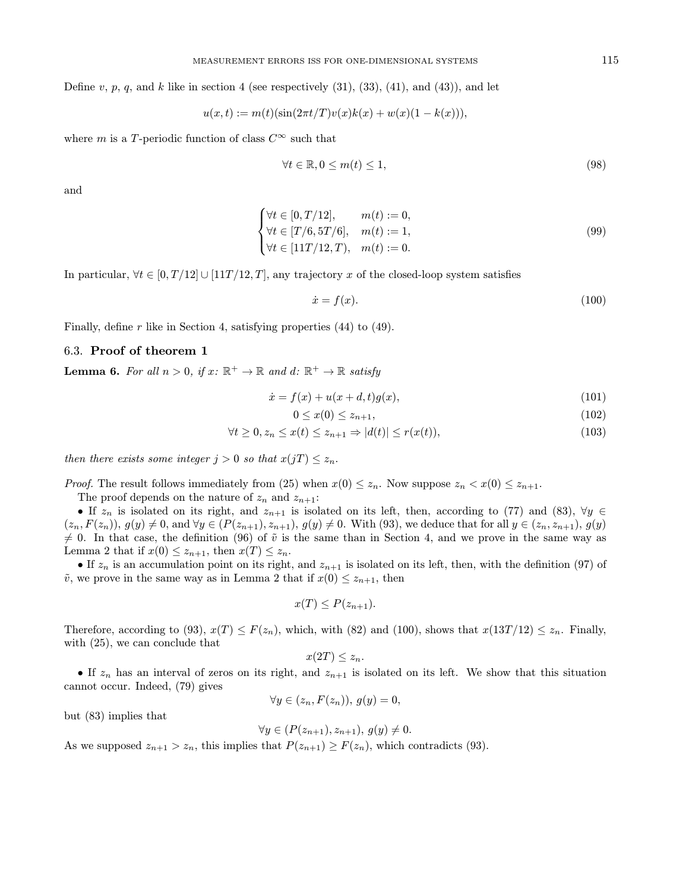Define $v$, $p$, $q$, and $k$ like in section 4 (see respectively (31), (33), (41), and (43)), and let

$$u(x,t) := m(t)(\sin(2\pi t/T)v(x)k(x) + w(x)(1-k(x))),$$

where $m$ is a $T$-periodic function of class $C^\infty$ such that

$$\forall t \in \mathbb{R}, 0 \leq m(t) \leq 1, \tag{98}$$

and

$$\begin{cases} \forall t \in [0, T/12], & m(t) := 0, \\ \forall t \in [T/6, 5T/6], & m(t) := 1, \\ \forall t \in [11T/12, T), & m(t) := 0. \end{cases} \tag{99}$$

In particular, $\forall t \in [0, T/12] \cup [11T/12, T]$, any trajectory $x$ of the closed-loop system satisfies

$$\dot{x} = f(x). \tag{100}$$

Finally, define $r$ like in Section 4, satisfying properties (44) to (49).

### 6.3. Proof of theorem 1

**Lemma 6.** *For all $n > 0$, if $x\colon \mathbb{R}^+ \to \mathbb{R}$ and $d\colon \mathbb{R}^+ \to \mathbb{R}$ satisfy*

$$\dot{x} = f(x) + u(x+d, t)g(x), \tag{101}$$

$$0 \leq x(0) \leq z_{n+1}, \tag{102}$$

$$\forall t \geq 0, z_n \leq x(t) \leq z_{n+1} \Rightarrow |d(t)| \leq r(x(t)), \tag{103}$$

*then there exists some integer $j > 0$ so that $x(jT) \leq z_n$.*

*Proof.* The result follows immediately from (25) when $x(0) \leq z_n$. Now suppose $z_n < x(0) \leq z_{n+1}$.

The proof depends on the nature of $z_n$ and $z_{n+1}$:

- If $z_n$ is isolated on its right, and $z_{n+1}$ is isolated on its left, then, according to (77) and (83), $\forall y \in (z_n, F(z_n))$, $g(y) \neq 0$, and $\forall y \in (P(z_{n+1}), z_{n+1})$, $g(y) \neq 0$. With (93), we deduce that for all $y \in (z_n, z_{n+1})$, $g(y) \neq 0$. In that case, the definition (96) of $\tilde{v}$ is the same than in Section 4, and we prove in the same way as Lemma 2 that if $x(0) \leq z_{n+1}$, then $x(T) \leq z_n$.
- If $z_n$ is an accumulation point on its right, and $z_{n+1}$ is isolated on its left, then, with the definition (97) of $\tilde{v}$, we prove in the same way as in Lemma 2 that if $x(0) \leq z_{n+1}$, then

$$x(T) \leq P(z_{n+1}).$$

Therefore, according to (93), $x(T) \leq F(z_n)$, which, with (82) and (100), shows that $x(13T/12) \leq z_n$. Finally, with (25), we can conclude that

$$x(2T) \leq z_n.$$

- If $z_n$ has an interval of zeros on its right, and $z_{n+1}$ is isolated on its left. We show that this situation cannot occur. Indeed, (79) gives

$$\forall y \in (z_n, F(z_n)),\ g(y) = 0,$$

but (83) implies that

$$\forall y \in (P(z_{n+1}), z_{n+1}),\ g(y) \neq 0.$$

As we supposed $z_{n+1} > z_n$, this implies that $P(z_{n+1}) \geq F(z_n)$, which contradicts (93).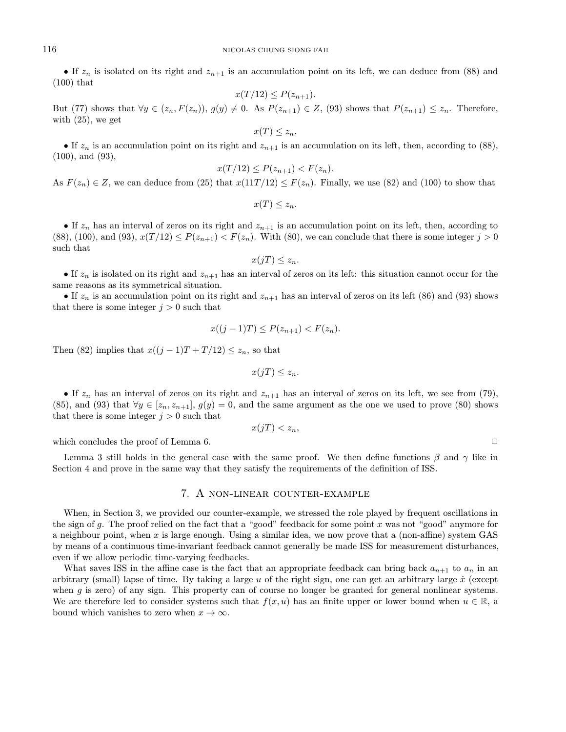• If $z_n$ is isolated on its right and $z_{n+1}$ is an accumulation point on its left, we can deduce from (88) and (100) that

$$x(T/12) \leq P(z_{n+1}).$$

But (77) shows that $\forall y \in (z_n, F(z_n))$, $g(y) \neq 0$. As $P(z_{n+1}) \in Z$, (93) shows that $P(z_{n+1}) \leq z_n$. Therefore, with (25), we get

$$x(T) \leq z_n.$$

• If $z_n$ is an accumulation point on its right and $z_{n+1}$ is an accumulation on its left, then, according to (88), (100), and (93),

$$x(T/12) \leq P(z_{n+1}) < F(z_n).$$

As $F(z_n) \in Z$, we can deduce from (25) that $x(11T/12) \leq F(z_n)$. Finally, we use (82) and (100) to show that

$$x(T) \leq z_n.$$

• If $z_n$ has an interval of zeros on its right and $z_{n+1}$ is an accumulation point on its left, then, according to (88), (100), and (93), $x(T/12) \leq P(z_{n+1}) < F(z_n)$. With (80), we can conclude that there is some integer $j > 0$ such that

$$x(jT) \leq z_n.$$

• If $z_n$ is isolated on its right and $z_{n+1}$ has an interval of zeros on its left: this situation cannot occur for the same reasons as its symmetrical situation.

• If $z_n$ is an accumulation point on its right and $z_{n+1}$ has an interval of zeros on its left (86) and (93) shows that there is some integer $j > 0$ such that

$$x((j-1)T) \leq P(z_{n+1}) < F(z_n).$$

Then (82) implies that $x((j-1)T + T/12) \leq z_n$, so that

$$x(jT) \leq z_n.$$

• If $z_n$ has an interval of zeros on its right and $z_{n+1}$ has an interval of zeros on its left, we see from (79), (85), and (93) that $\forall y \in [z_n, z_{n+1}]$, $g(y) = 0$, and the same argument as the one we used to prove (80) shows that there is some integer $j > 0$ such that

$$x(jT) < z_n,$$

which concludes the proof of Lemma 6. □

Lemma 3 still holds in the general case with the same proof. We then define functions $\beta$ and $\gamma$ like in Section 4 and prove in the same way that they satisfy the requirements of the definition of ISS.

## 7. A non-linear counter-example

When, in Section 3, we provided our counter-example, we stressed the role played by frequent oscillations in the sign of $g$. The proof relied on the fact that a "good" feedback for some point $x$ was not "good" anymore for a neighbour point, when $x$ is large enough. Using a similar idea, we now prove that a (non-affine) system GAS by means of a continuous time-invariant feedback cannot generally be made ISS for measurement disturbances, even if we allow periodic time-varying feedbacks.

What saves ISS in the affine case is the fact that an appropriate feedback can bring back $a_{n+1}$ to $a_n$ in an arbitrary (small) lapse of time. By taking a large $u$ of the right sign, one can get an arbitrary large $\dot{x}$ (except when $g$ is zero) of any sign. This property can of course no longer be granted for general nonlinear systems. We are therefore led to consider systems such that $f(x, u)$ has an finite upper or lower bound when $u \in \mathbb{R}$, a bound which vanishes to zero when $x \to \infty$.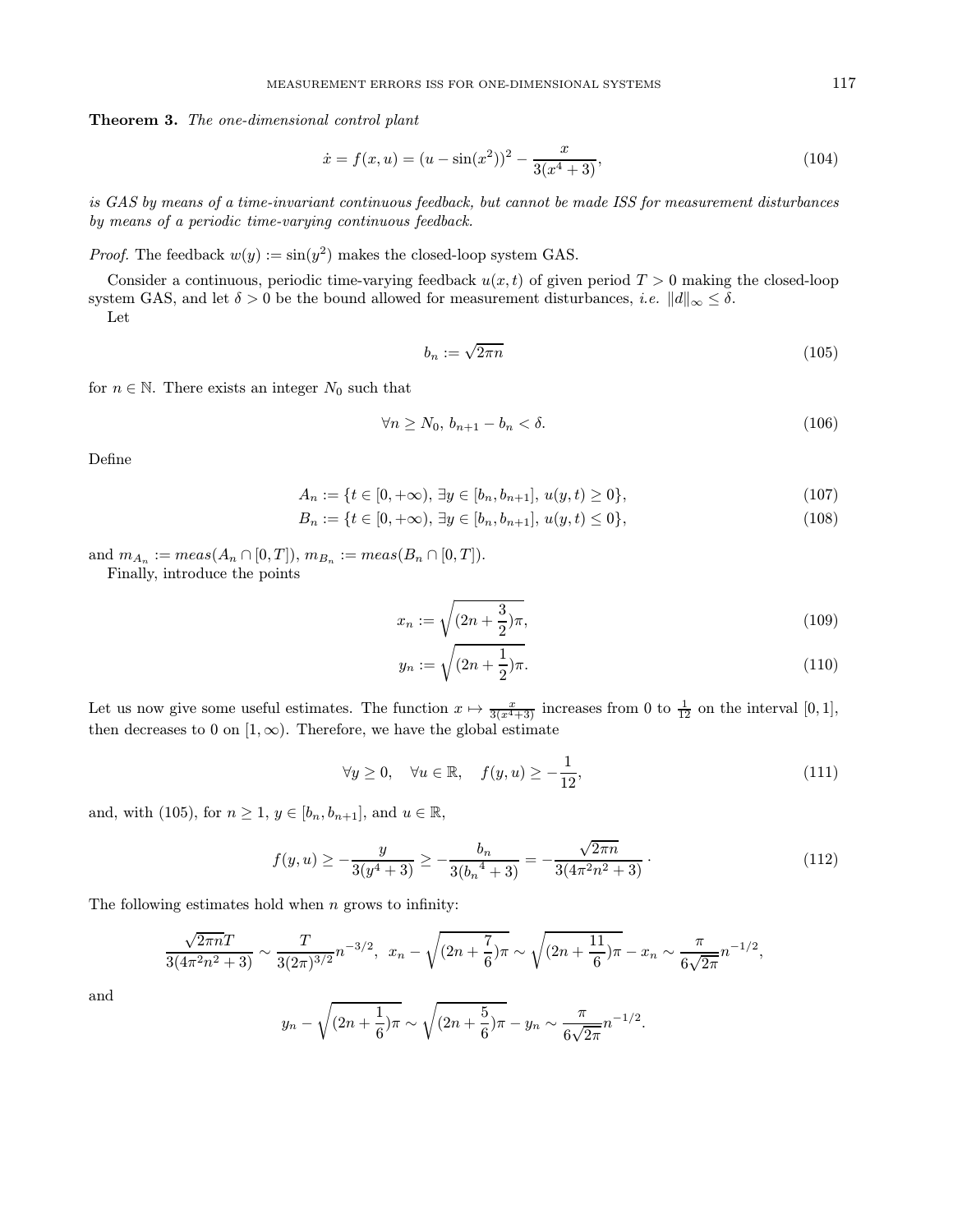**Theorem 3.** *The one-dimensional control plant*

$$\dot{x} = f(x,u) = (u - \sin(x^2))^2 - \frac{x}{3(x^4+3)}, \tag{104}$$

*is GAS by means of a time-invariant continuous feedback, but cannot be made ISS for measurement disturbances by means of a periodic time-varying continuous feedback.*

*Proof.* The feedback $w(y) := \sin(y^2)$ makes the closed-loop system GAS.

Consider a continuous, periodic time-varying feedback $u(x,t)$ of given period $T > 0$ making the closed-loop system GAS, and let $\delta > 0$ be the bound allowed for measurement disturbances, *i.e.* $\|d\|_\infty \leq \delta$.

Let

$$b_n := \sqrt{2\pi n} \tag{105}$$

for $n \in \mathbb{N}$. There exists an integer $N_0$ such that

$$\forall n \geq N_0,\ b_{n+1} - b_n < \delta. \tag{106}$$

Define

$$A_n := \{t \in [0, +\infty),\ \exists y \in [b_n, b_{n+1}],\ u(y,t) \geq 0\}, \tag{107}$$

$$B_n := \{t \in [0, +\infty),\ \exists y \in [b_n, b_{n+1}],\ u(y,t) \leq 0\}, \tag{108}$$

and $m_{A_n} := meas(A_n \cap [0,T])$, $m_{B_n} := meas(B_n \cap [0,T])$.

Finally, introduce the points

$$x_n := \sqrt{(2n + \frac{3}{2})\pi}, \tag{109}$$

$$y_n := \sqrt{(2n + \frac{1}{2})\pi}. \tag{110}$$

Let us now give some useful estimates. The function $x \mapsto \frac{x}{3(x^4+3)}$ increases from 0 to $\frac{1}{12}$ on the interval $[0,1]$, then decreases to 0 on $[1,\infty)$. Therefore, we have the global estimate

$$\forall y \geq 0, \quad \forall u \in \mathbb{R}, \quad f(y,u) \geq -\frac{1}{12}, \tag{111}$$

and, with (105), for $n \geq 1$, $y \in [b_n, b_{n+1}]$, and $u \in \mathbb{R}$,

$$f(y,u) \geq -\frac{y}{3(y^4+3)} \geq -\frac{b_n}{3({b_n}^4+3)} = -\frac{\sqrt{2\pi n}}{3(4\pi^2 n^2+3)}\,. \tag{112}$$

The following estimates hold when $n$ grows to infinity:

$$\frac{\sqrt{2\pi n}T}{3(4\pi^2n^2+3)} \sim \frac{T}{3(2\pi)^{3/2}} n^{-3/2},\ \ x_n - \sqrt{(2n+\frac{7}{6})\pi} \sim \sqrt{(2n+\frac{11}{6})\pi} - x_n \sim \frac{\pi}{6\sqrt{2\pi}} n^{-1/2},$$

and

$$y_n - \sqrt{(2n+\frac{1}{6})\pi} \sim \sqrt{(2n+\frac{5}{6})\pi} - y_n \sim \frac{\pi}{6\sqrt{2\pi}} n^{-1/2}.$$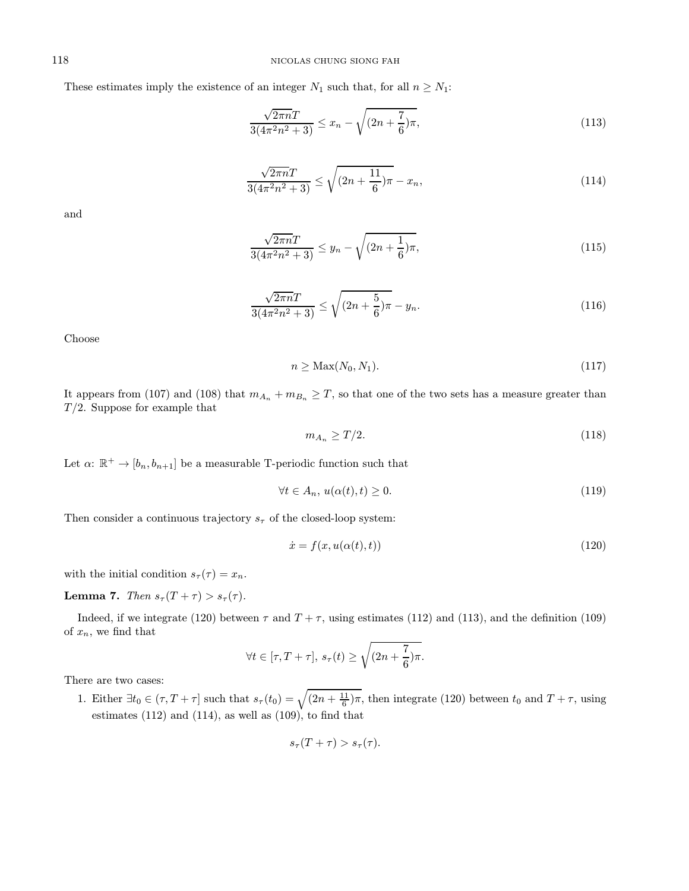These estimates imply the existence of an integer $N_1$ such that, for all $n \geq N_1$:

$$\frac{\sqrt{2\pi n}T}{3(4\pi^2 n^2 + 3)} \leq x_n - \sqrt{(2n + \frac{7}{6})\pi}, \tag{113}$$

$$\frac{\sqrt{2\pi n}T}{3(4\pi^2 n^2 + 3)} \leq \sqrt{(2n + \frac{11}{6})\pi} - x_n, \tag{114}$$

and

$$\frac{\sqrt{2\pi n}T}{3(4\pi^2 n^2 + 3)} \leq y_n - \sqrt{(2n + \frac{1}{6})\pi}, \tag{115}$$

$$\frac{\sqrt{2\pi n}T}{3(4\pi^2 n^2 + 3)} \leq \sqrt{(2n + \frac{5}{6})\pi} - y_n. \tag{116}$$

Choose

$$n \geq \text{Max}(N_0, N_1). \tag{117}$$

It appears from (107) and (108) that $m_{A_n} + m_{B_n} \geq T$, so that one of the two sets has a measure greater than $T/2$. Suppose for example that

$$m_{A_n} \geq T/2. \tag{118}$$

Let $\alpha$: $\mathbb{R}^+ \to [b_n, b_{n+1}]$ be a measurable T-periodic function such that

$$\forall t \in A_n,\ u(\alpha(t), t) \geq 0. \tag{119}$$

Then consider a continuous trajectory $s_\tau$ of the closed-loop system:

$$\dot{x} = f(x, u(\alpha(t), t)) \tag{120}$$

with the initial condition $s_\tau(\tau) = x_n$.

**Lemma 7.** *Then $s_\tau(T + \tau) > s_\tau(\tau)$.*

Indeed, if we integrate (120) between $\tau$ and $T + \tau$, using estimates (112) and (113), and the definition (109) of $x_n$, we find that

$$\forall t \in [\tau, T + \tau],\ s_\tau(t) \geq \sqrt{(2n + \frac{7}{6})\pi}.$$

There are two cases:

1. Either $\exists t_0 \in (\tau, T + \tau]$ such that $s_\tau(t_0) = \sqrt{(2n + \frac{11}{6})\pi}$, then integrate (120) between $t_0$ and $T + \tau$, using estimates (112) and (114), as well as (109), to find that

$$s_\tau(T + \tau) > s_\tau(\tau).$$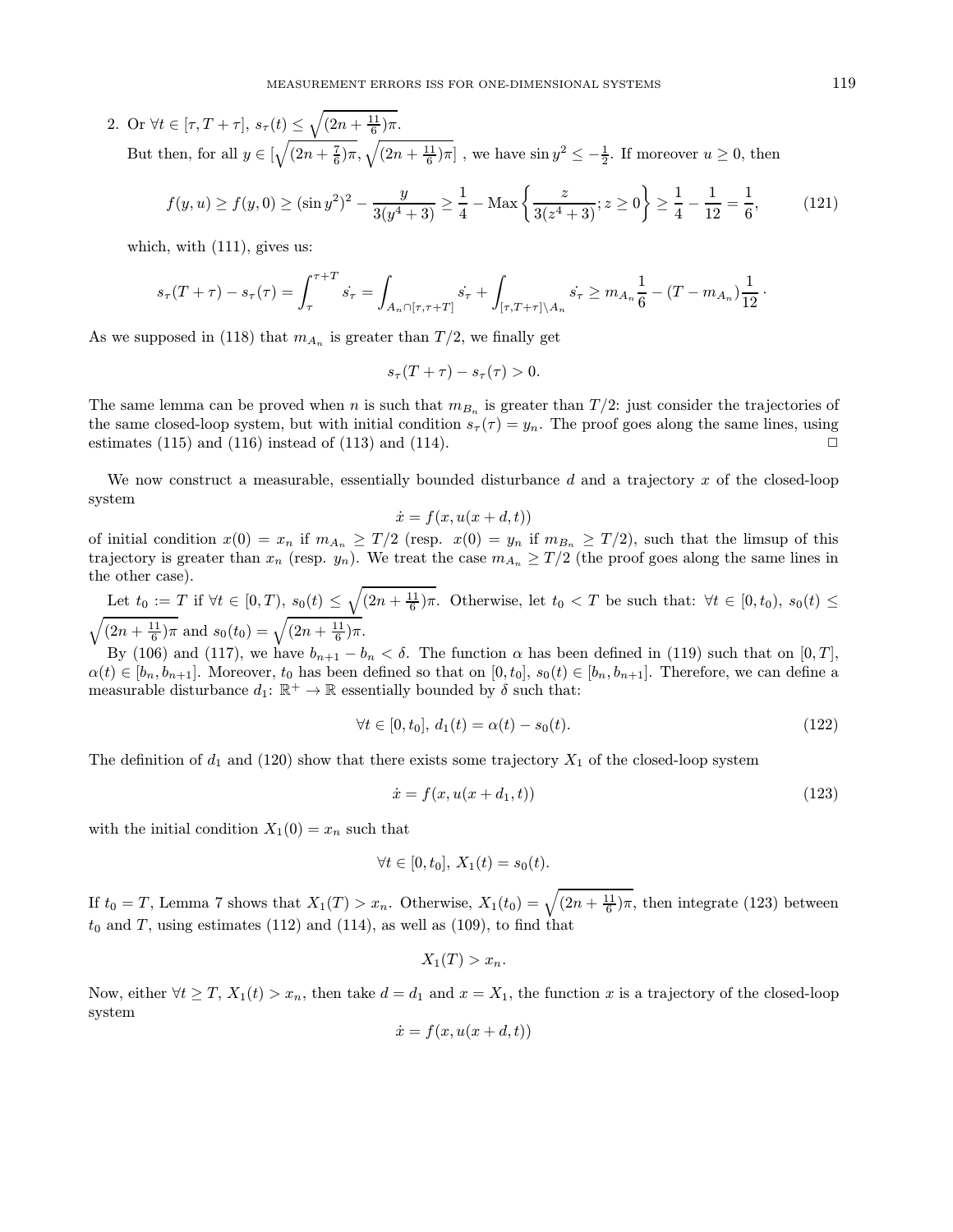2. Or $\forall t \in [\tau, T+\tau]$, $s_\tau(t) \leq \sqrt{(2n+\frac{11}{6})\pi}$.

   But then, for all $y \in [\sqrt{(2n+\frac{7}{6})\pi}, \sqrt{(2n+\frac{11}{6})\pi}]$ , we have $\sin y^2 \leq -\frac{1}{2}$. If moreover $u \geq 0$, then

$$f(y,u) \geq f(y,0) \geq (\sin y^2)^2 - \frac{y}{3(y^4+3)} \geq \frac{1}{4} - \operatorname{Max}\left\{\frac{z}{3(z^4+3)}; z \geq 0\right\} \geq \frac{1}{4} - \frac{1}{12} = \frac{1}{6}, \tag{121}$$

   which, with (111), gives us:

$$s_\tau(T+\tau) - s_\tau(\tau) = \int_\tau^{\tau+T} \dot{s_\tau} = \int_{A_n \cap [\tau, \tau+T]} \dot{s_\tau} + \int_{[\tau, T+\tau] \setminus A_n} \dot{s_\tau} \geq m_{A_n}\frac{1}{6} - (T - m_{A_n})\frac{1}{12}\cdot$$

As we supposed in (118) that $m_{A_n}$ is greater than $T/2$, we finally get

$$s_\tau(T+\tau) - s_\tau(\tau) > 0.$$

The same lemma can be proved when $n$ is such that $m_{B_n}$ is greater than $T/2$: just consider the trajectories of the same closed-loop system, but with initial condition $s_\tau(\tau) = y_n$. The proof goes along the same lines, using estimates (115) and (116) instead of (113) and (114). □

We now construct a measurable, essentially bounded disturbance $d$ and a trajectory $x$ of the closed-loop system

$$\dot{x} = f(x, u(x+d, t))$$

of initial condition $x(0) = x_n$ if $m_{A_n} \geq T/2$ (resp. $x(0) = y_n$ if $m_{B_n} \geq T/2$), such that the limsup of this trajectory is greater than $x_n$ (resp. $y_n$). We treat the case $m_{A_n} \geq T/2$ (the proof goes along the same lines in the other case).

Let $t_0 := T$ if $\forall t \in [0,T)$, $s_0(t) \leq \sqrt{(2n+\frac{11}{6})\pi}$. Otherwise, let $t_0 < T$ be such that: $\forall t \in [0, t_0)$, $s_0(t) \leq \sqrt{(2n+\frac{11}{6})\pi}$ and $s_0(t_0) = \sqrt{(2n+\frac{11}{6})\pi}$.

By (106) and (117), we have $b_{n+1} - b_n < \delta$. The function $\alpha$ has been defined in (119) such that on $[0,T]$, $\alpha(t) \in [b_n, b_{n+1}]$. Moreover, $t_0$ has been defined so that on $[0, t_0]$, $s_0(t) \in [b_n, b_{n+1}]$. Therefore, we can define a measurable disturbance $d_1$: $\mathbb{R}^+ \to \mathbb{R}$ essentially bounded by $\delta$ such that:

$$\forall t \in [0, t_0],\ d_1(t) = \alpha(t) - s_0(t). \tag{122}$$

The definition of $d_1$ and (120) show that there exists some trajectory $X_1$ of the closed-loop system

$$\dot{x} = f(x, u(x+d_1, t)) \tag{123}$$

with the initial condition $X_1(0) = x_n$ such that

$$\forall t \in [0, t_0],\ X_1(t) = s_0(t).$$

If $t_0 = T$, Lemma 7 shows that $X_1(T) > x_n$. Otherwise, $X_1(t_0) = \sqrt{(2n+\frac{11}{6})\pi}$, then integrate (123) between $t_0$ and $T$, using estimates (112) and (114), as well as (109), to find that

$$X_1(T) > x_n.$$

Now, either $\forall t \geq T$, $X_1(t) > x_n$, then take $d = d_1$ and $x = X_1$, the function $x$ is a trajectory of the closed-loop system

$$\dot{x} = f(x, u(x+d, t))$$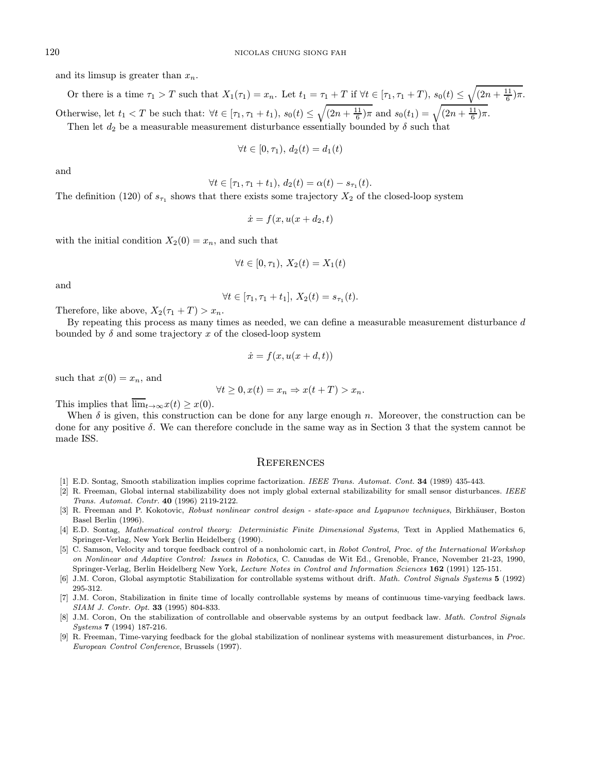and its limsup is greater than $x_n$.

Or there is a time $\tau_1 > T$ such that $X_1(\tau_1) = x_n$. Let $t_1 = \tau_1 + T$ if $\forall t \in [\tau_1, \tau_1 + T)$, $s_0(t) \leq \sqrt{(2n + \frac{11}{6})\pi}$. Otherwise, let $t_1 < T$ be such that: $\forall t \in [\tau_1, \tau_1 + t_1)$, $s_0(t) \leq \sqrt{(2n + \frac{11}{6})\pi}$ and $s_0(t_1) = \sqrt{(2n + \frac{11}{6})\pi}$.

Then let $d_2$ be a measurable measurement disturbance essentially bounded by $\delta$ such that

$$\forall t \in [0, \tau_1),\ d_2(t) = d_1(t)$$

and

$$\forall t \in [\tau_1, \tau_1 + t_1),\ d_2(t) = \alpha(t) - s_{\tau_1}(t).$$

The definition (120) of $s_{\tau_1}$ shows that there exists some trajectory $X_2$ of the closed-loop system

$$\dot{x} = f(x, u(x + d_2, t)$$

with the initial condition $X_2(0) = x_n$, and such that

$$\forall t \in [0, \tau_1),\ X_2(t) = X_1(t)$$

and

$$\forall t \in [\tau_1, \tau_1 + t_1],\ X_2(t) = s_{\tau_1}(t).$$

Therefore, like above, $X_2(\tau_1 + T) > x_n$.

By repeating this process as many times as needed, we can define a measurable measurement disturbance $d$ bounded by $\delta$ and some trajectory $x$ of the closed-loop system

$$\dot{x} = f(x, u(x + d, t))$$

such that $x(0) = x_n$, and

$$\forall t \geq 0, x(t) = x_n \Rightarrow x(t + T) > x_n.$$

This implies that $\overline{\lim}_{t\to\infty} x(t) \geq x(0)$.

When $\delta$ is given, this construction can be done for any large enough $n$. Moreover, the construction can be done for any positive $\delta$. We can therefore conclude in the same way as in Section 3 that the system cannot be made ISS.

## References

[1] E.D. Sontag, Smooth stabilization implies coprime factorization. *IEEE Trans. Automat. Cont.* **34** (1989) 435-443.

[2] R. Freeman, Global internal stabilizability does not imply global external stabilizability for small sensor disturbances. *IEEE Trans. Automat. Contr.* **40** (1996) 2119-2122.

[3] R. Freeman and P. Kokotovic, *Robust nonlinear control design - state-space and Lyapunov techniques*, Birkhäuser, Boston Basel Berlin (1996).

[4] E.D. Sontag, *Mathematical control theory: Deterministic Finite Dimensional Systems*, Text in Applied Mathematics 6, Springer-Verlag, New York Berlin Heidelberg (1990).

[5] C. Samson, Velocity and torque feedback control of a nonholomic cart, in *Robot Control, Proc. of the International Workshop on Nonlinear and Adaptive Control: Issues in Robotics*, C. Canudas de Wit Ed., Grenoble, France, November 21-23, 1990, Springer-Verlag, Berlin Heidelberg New York, *Lecture Notes in Control and Information Sciences* **162** (1991) 125-151.

[6] J.M. Coron, Global asymptotic Stabilization for controllable systems without drift. *Math. Control Signals Systems* **5** (1992) 295-312.

[7] J.M. Coron, Stabilization in finite time of locally controllable systems by means of continuous time-varying feedback laws. *SIAM J. Contr. Opt.* **33** (1995) 804-833.

[8] J.M. Coron, On the stabilization of controllable and observable systems by an output feedback law. *Math. Control Signals Systems* **7** (1994) 187-216.

[9] R. Freeman, Time-varying feedback for the global stabilization of nonlinear systems with measurement disturbances, in *Proc. European Control Conference*, Brussels (1997).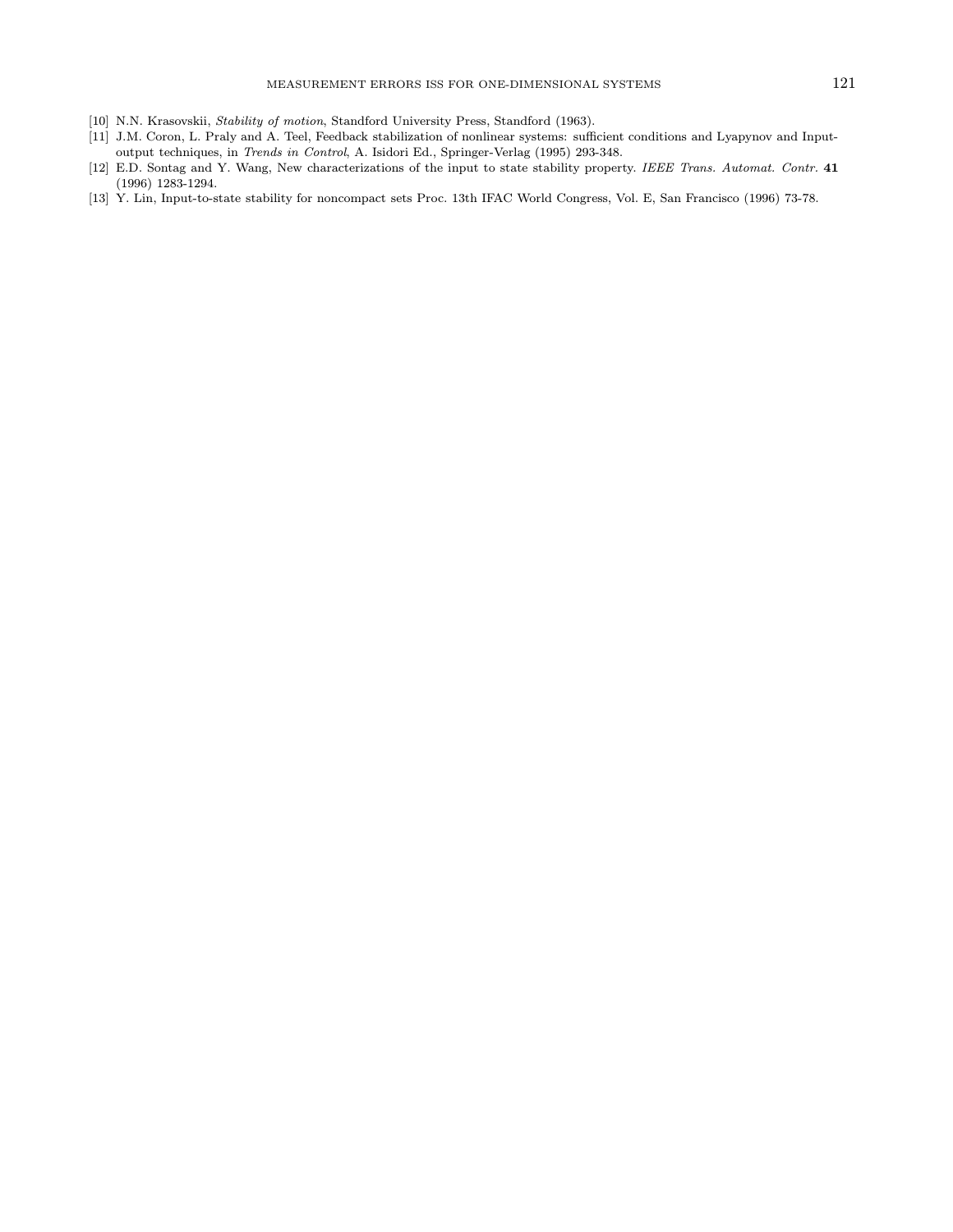[10] N.N. Krasovskii, *Stability of motion*, Standford University Press, Standford (1963).

[11] J.M. Coron, L. Praly and A. Teel, Feedback stabilization of nonlinear systems: sufficient conditions and Lyapynov and Input-output techniques, in *Trends in Control*, A. Isidori Ed., Springer-Verlag (1995) 293-348.

[12] E.D. Sontag and Y. Wang, New characterizations of the input to state stability property. *IEEE Trans. Automat. Contr.* **41** (1996) 1283-1294.

[13] Y. Lin, Input-to-state stability for noncompact sets Proc. 13th IFAC World Congress, Vol. E, San Francisco (1996) 73-78.